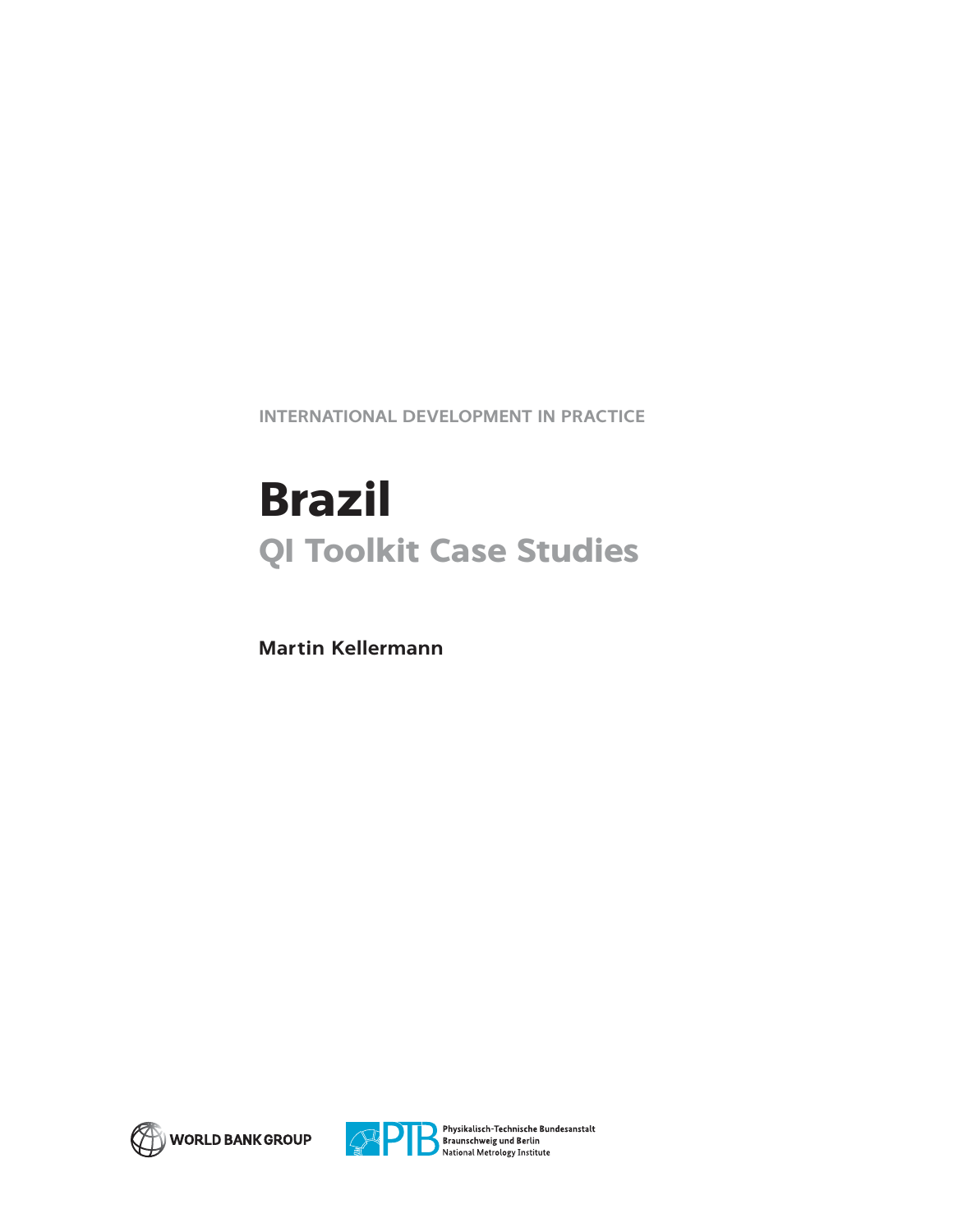INTERNATIONAL DEVELOPMENT IN PRACTICE

# Brazil

## QI Toolkit Case Studies

**Martin Kellermann**

WORLD BANK GROUP

Physikalisch-Technische Bundesanstalt
Braunschweig und Berlin
National Metrology Institute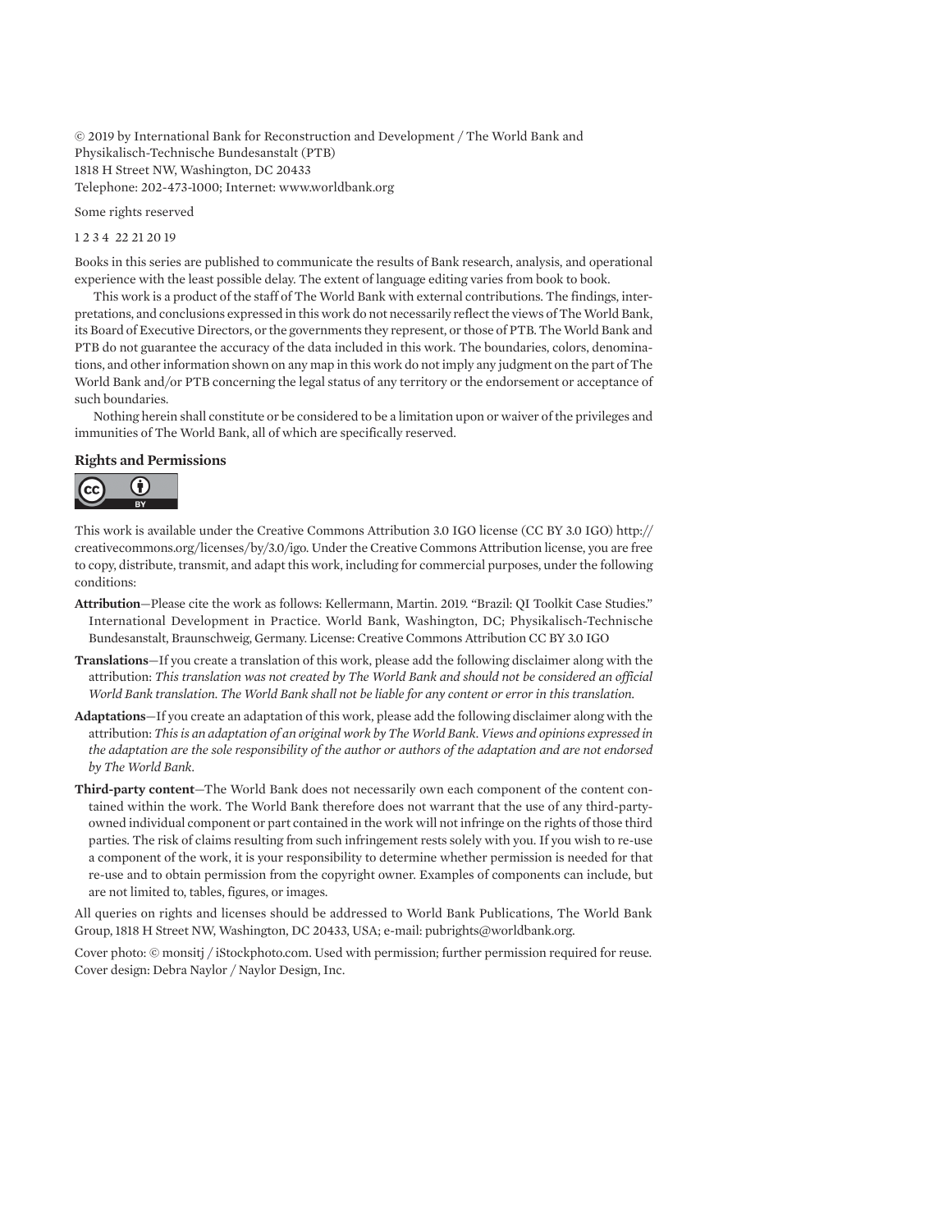© 2019 by International Bank for Reconstruction and Development / The World Bank and Physikalisch-Technische Bundesanstalt (PTB)
1818 H Street NW, Washington, DC 20433
Telephone: 202-473-1000; Internet: www.worldbank.org

Some rights reserved

1 2 3 4 22 21 20 19

Books in this series are published to communicate the results of Bank research, analysis, and operational experience with the least possible delay. The extent of language editing varies from book to book.

This work is a product of the staff of The World Bank with external contributions. The findings, interpretations, and conclusions expressed in this work do not necessarily reflect the views of The World Bank, its Board of Executive Directors, or the governments they represent, or those of PTB. The World Bank and PTB do not guarantee the accuracy of the data included in this work. The boundaries, colors, denominations, and other information shown on any map in this work do not imply any judgment on the part of The World Bank and/or PTB concerning the legal status of any territory or the endorsement or acceptance of such boundaries.

Nothing herein shall constitute or be considered to be a limitation upon or waiver of the privileges and immunities of The World Bank, all of which are specifically reserved.

### Rights and Permissions

This work is available under the Creative Commons Attribution 3.0 IGO license (CC BY 3.0 IGO) http://creativecommons.org/licenses/by/3.0/igo. Under the Creative Commons Attribution license, you are free to copy, distribute, transmit, and adapt this work, including for commercial purposes, under the following conditions:

**Attribution**—Please cite the work as follows: Kellermann, Martin. 2019. "Brazil: QI Toolkit Case Studies." International Development in Practice. World Bank, Washington, DC; Physikalisch-Technische Bundesanstalt, Braunschweig, Germany. License: Creative Commons Attribution CC BY 3.0 IGO

**Translations**—If you create a translation of this work, please add the following disclaimer along with the attribution: *This translation was not created by The World Bank and should not be considered an official World Bank translation. The World Bank shall not be liable for any content or error in this translation.*

**Adaptations**—If you create an adaptation of this work, please add the following disclaimer along with the attribution: *This is an adaptation of an original work by The World Bank. Views and opinions expressed in the adaptation are the sole responsibility of the author or authors of the adaptation and are not endorsed by The World Bank.*

**Third-party content**—The World Bank does not necessarily own each component of the content contained within the work. The World Bank therefore does not warrant that the use of any third-party-owned individual component or part contained in the work will not infringe on the rights of those third parties. The risk of claims resulting from such infringement rests solely with you. If you wish to re-use a component of the work, it is your responsibility to determine whether permission is needed for that re-use and to obtain permission from the copyright owner. Examples of components can include, but are not limited to, tables, figures, or images.

All queries on rights and licenses should be addressed to World Bank Publications, The World Bank Group, 1818 H Street NW, Washington, DC 20433, USA; e-mail: pubrights@worldbank.org.

Cover photo: © monsitj / iStockphoto.com. Used with permission; further permission required for reuse.
Cover design: Debra Naylor / Naylor Design, Inc.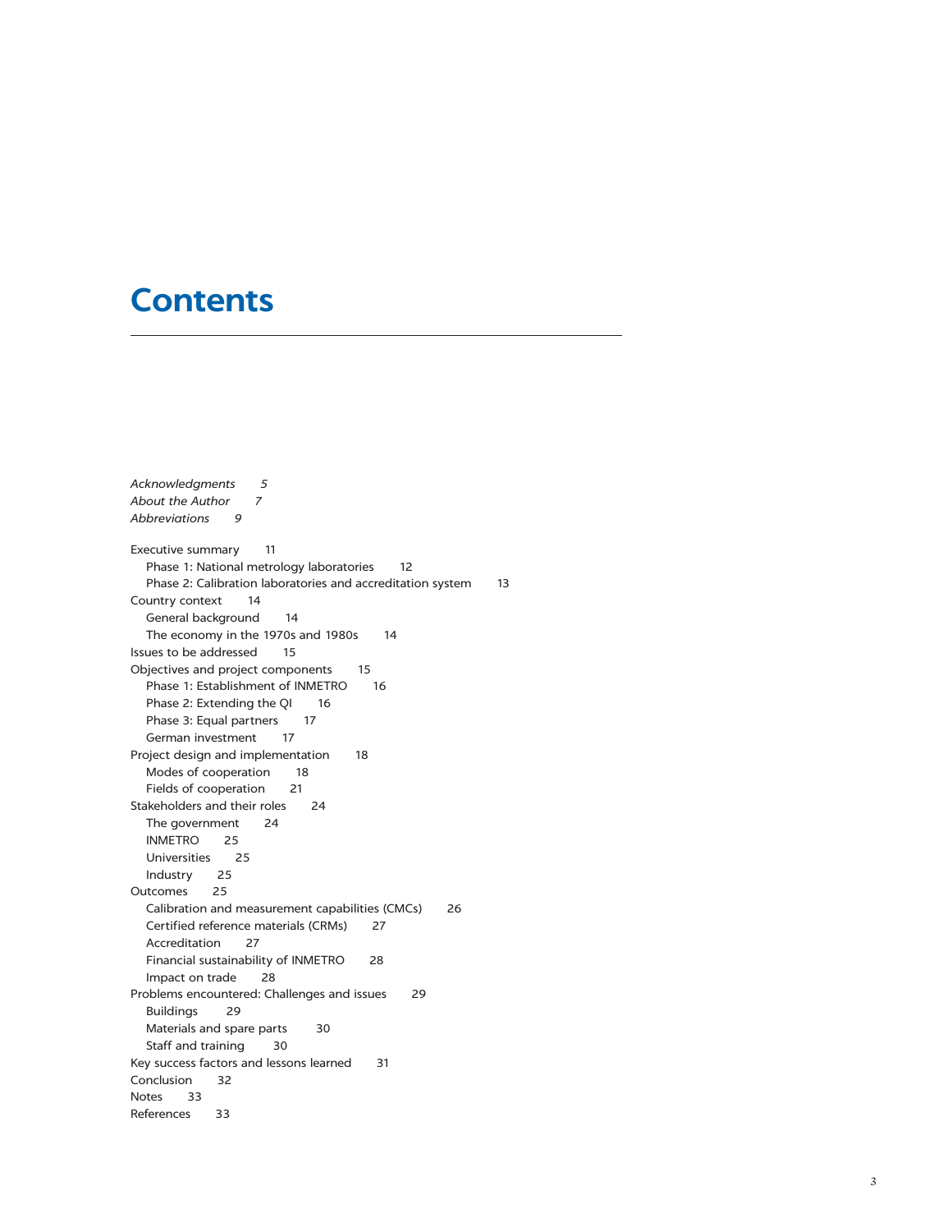# Contents

*Acknowledgments* *5*
*About the Author* *7*
*Abbreviations* *9*

Executive summary 11
- Phase 1: National metrology laboratories 12
- Phase 2: Calibration laboratories and accreditation system 13

Country context 14
- General background 14
- The economy in the 1970s and 1980s 14

Issues to be addressed 15

Objectives and project components 15
- Phase 1: Establishment of INMETRO 16
- Phase 2: Extending the QI 16
- Phase 3: Equal partners 17
- German investment 17

Project design and implementation 18
- Modes of cooperation 18
- Fields of cooperation 21

Stakeholders and their roles 24
- The government 24
- INMETRO 25
- Universities 25
- Industry 25

Outcomes 25
- Calibration and measurement capabilities (CMCs) 26
- Certified reference materials (CRMs) 27
- Accreditation 27
- Financial sustainability of INMETRO 28
- Impact on trade 28

Problems encountered: Challenges and issues 29
- Buildings 29
- Materials and spare parts 30
- Staff and training 30

Key success factors and lessons learned 31

Conclusion 32

Notes 33

References 33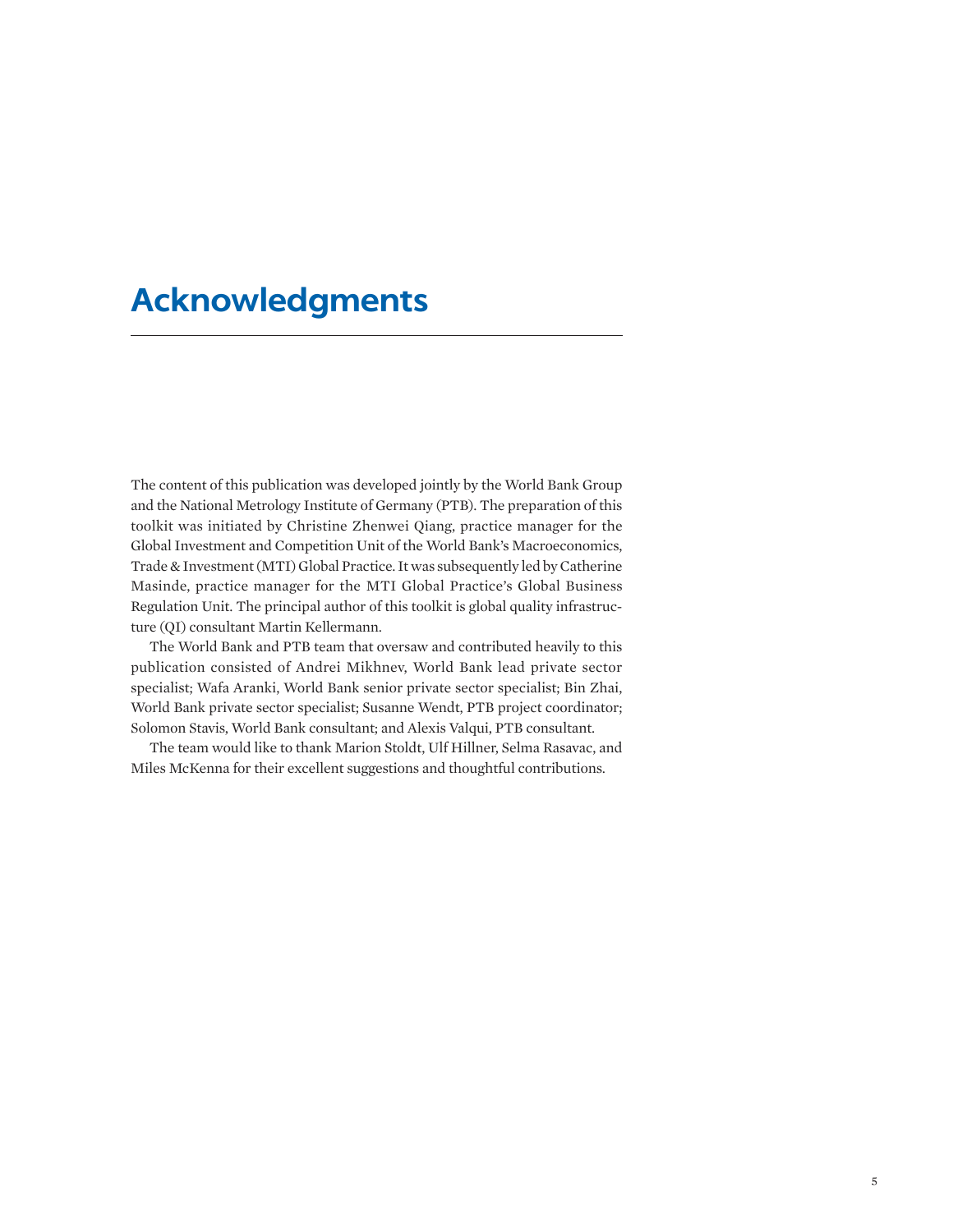# Acknowledgments

The content of this publication was developed jointly by the World Bank Group and the National Metrology Institute of Germany (PTB). The preparation of this toolkit was initiated by Christine Zhenwei Qiang, practice manager for the Global Investment and Competition Unit of the World Bank's Macroeconomics, Trade & Investment (MTI) Global Practice. It was subsequently led by Catherine Masinde, practice manager for the MTI Global Practice's Global Business Regulation Unit. The principal author of this toolkit is global quality infrastructure (QI) consultant Martin Kellermann.

The World Bank and PTB team that oversaw and contributed heavily to this publication consisted of Andrei Mikhnev, World Bank lead private sector specialist; Wafa Aranki, World Bank senior private sector specialist; Bin Zhai, World Bank private sector specialist; Susanne Wendt, PTB project coordinator; Solomon Stavis, World Bank consultant; and Alexis Valqui, PTB consultant.

The team would like to thank Marion Stoldt, Ulf Hillner, Selma Rasavac, and Miles McKenna for their excellent suggestions and thoughtful contributions.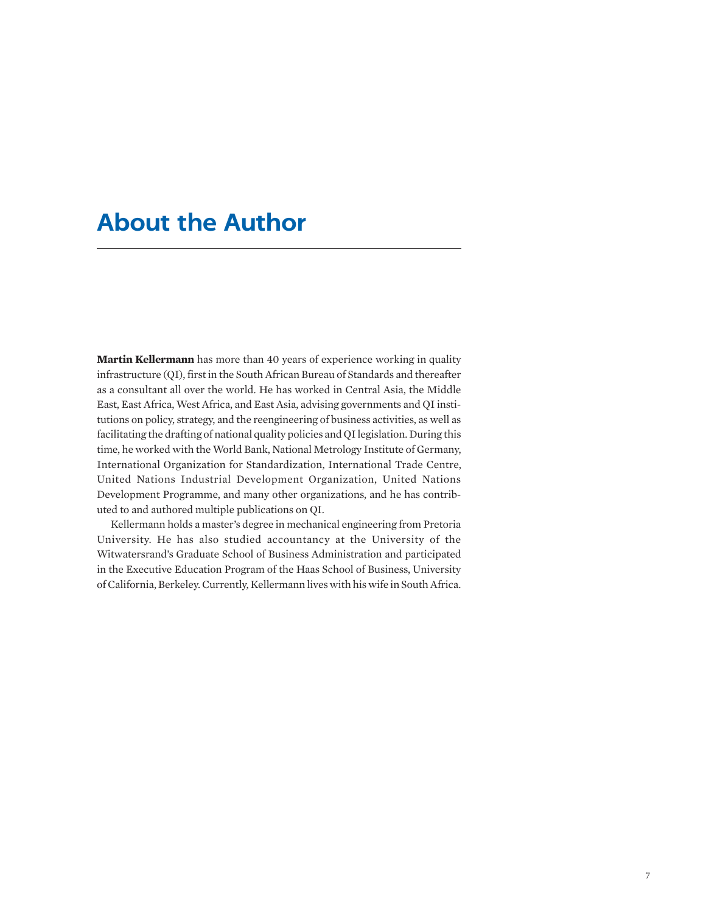# About the Author

**Martin Kellermann** has more than 40 years of experience working in quality infrastructure (QI), first in the South African Bureau of Standards and thereafter as a consultant all over the world. He has worked in Central Asia, the Middle East, East Africa, West Africa, and East Asia, advising governments and QI institutions on policy, strategy, and the reengineering of business activities, as well as facilitating the drafting of national quality policies and QI legislation. During this time, he worked with the World Bank, National Metrology Institute of Germany, International Organization for Standardization, International Trade Centre, United Nations Industrial Development Organization, United Nations Development Programme, and many other organizations, and he has contributed to and authored multiple publications on QI.

Kellermann holds a master's degree in mechanical engineering from Pretoria University. He has also studied accountancy at the University of the Witwatersrand's Graduate School of Business Administration and participated in the Executive Education Program of the Haas School of Business, University of California, Berkeley. Currently, Kellermann lives with his wife in South Africa.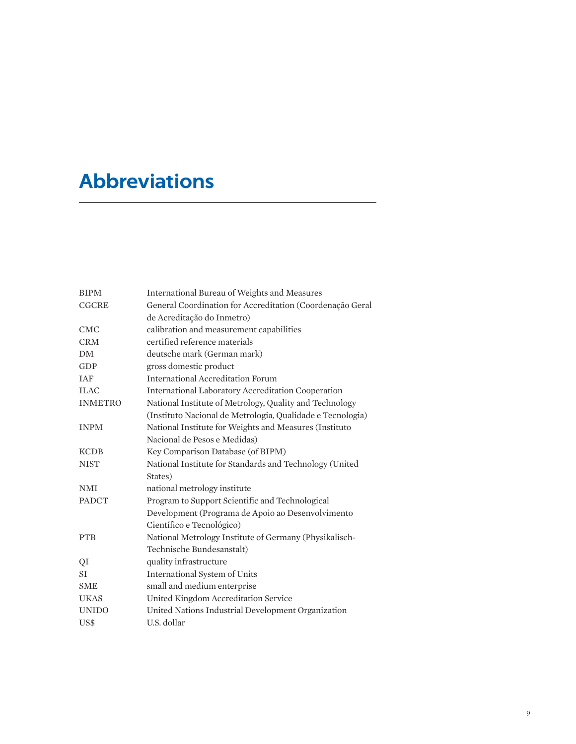# Abbreviations

| | |
|---|---|
| BIPM | International Bureau of Weights and Measures |
| CGCRE | General Coordination for Accreditation (Coordenação Geral de Acreditação do Inmetro) |
| CMC | calibration and measurement capabilities |
| CRM | certified reference materials |
| DM | deutsche mark (German mark) |
| GDP | gross domestic product |
| IAF | International Accreditation Forum |
| ILAC | International Laboratory Accreditation Cooperation |
| INMETRO | National Institute of Metrology, Quality and Technology (Instituto Nacional de Metrologia, Qualidade e Tecnologia) |
| INPM | National Institute for Weights and Measures (Instituto Nacional de Pesos e Medidas) |
| KCDB | Key Comparison Database (of BIPM) |
| NIST | National Institute for Standards and Technology (United States) |
| NMI | national metrology institute |
| PADCT | Program to Support Scientific and Technological Development (Programa de Apoio ao Desenvolvimento Científico e Tecnológico) |
| PTB | National Metrology Institute of Germany (Physikalisch-Technische Bundesanstalt) |
| QI | quality infrastructure |
| SI | International System of Units |
| SME | small and medium enterprise |
| UKAS | United Kingdom Accreditation Service |
| UNIDO | United Nations Industrial Development Organization |
| US$ | U.S. dollar |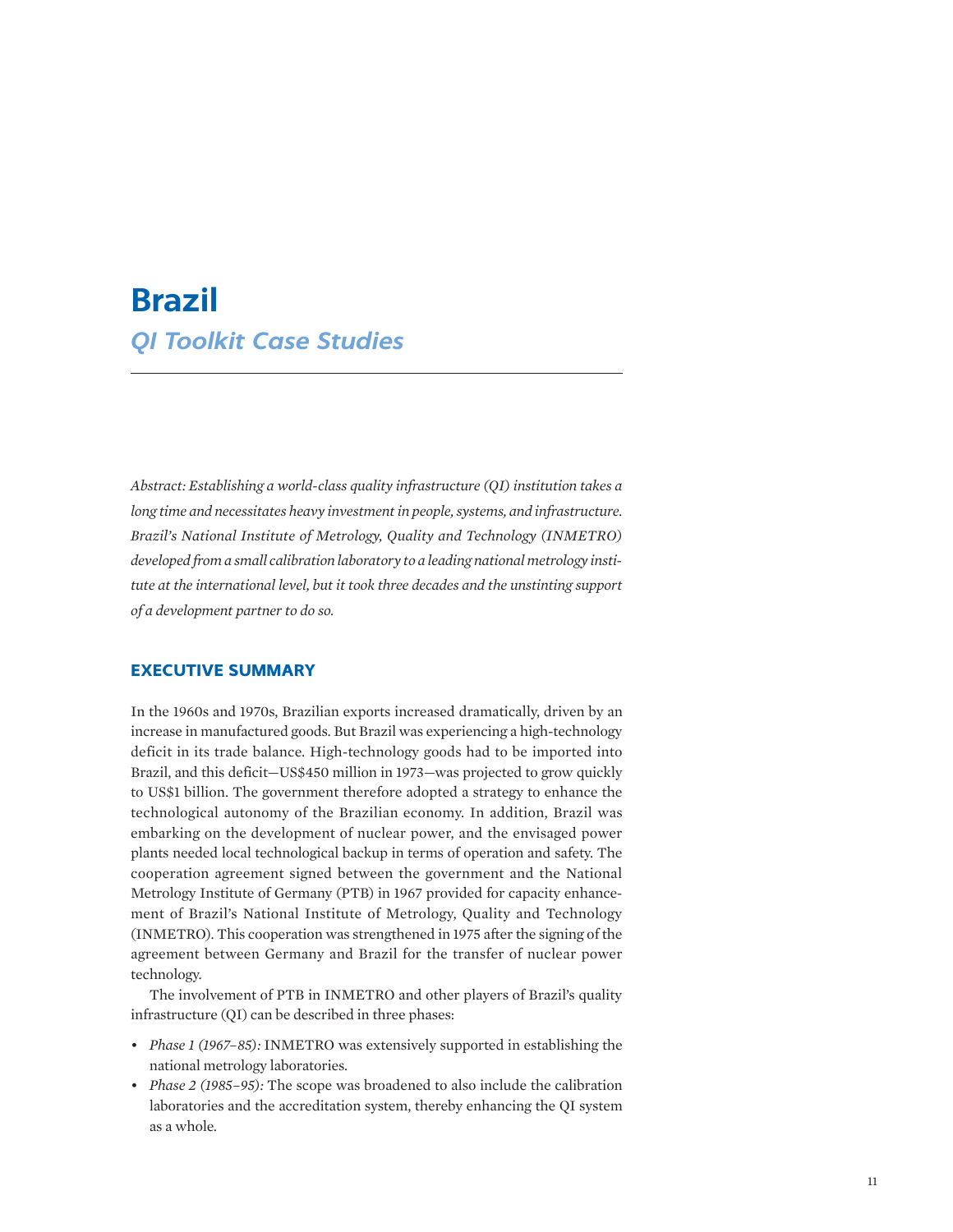# Brazil

## *QI Toolkit Case Studies*

*Abstract: Establishing a world-class quality infrastructure (QI) institution takes a long time and necessitates heavy investment in people, systems, and infrastructure. Brazil's National Institute of Metrology, Quality and Technology (INMETRO) developed from a small calibration laboratory to a leading national metrology institute at the international level, but it took three decades and the unstinting support of a development partner to do so.*

## EXECUTIVE SUMMARY

In the 1960s and 1970s, Brazilian exports increased dramatically, driven by an increase in manufactured goods. But Brazil was experiencing a high-technology deficit in its trade balance. High-technology goods had to be imported into Brazil, and this deficit—US$450 million in 1973—was projected to grow quickly to US$1 billion. The government therefore adopted a strategy to enhance the technological autonomy of the Brazilian economy. In addition, Brazil was embarking on the development of nuclear power, and the envisaged power plants needed local technological backup in terms of operation and safety. The cooperation agreement signed between the government and the National Metrology Institute of Germany (PTB) in 1967 provided for capacity enhancement of Brazil's National Institute of Metrology, Quality and Technology (INMETRO). This cooperation was strengthened in 1975 after the signing of the agreement between Germany and Brazil for the transfer of nuclear power technology.

The involvement of PTB in INMETRO and other players of Brazil's quality infrastructure (QI) can be described in three phases:

- *Phase 1 (1967–85):* INMETRO was extensively supported in establishing the national metrology laboratories.
- *Phase 2 (1985–95):* The scope was broadened to also include the calibration laboratories and the accreditation system, thereby enhancing the QI system as a whole.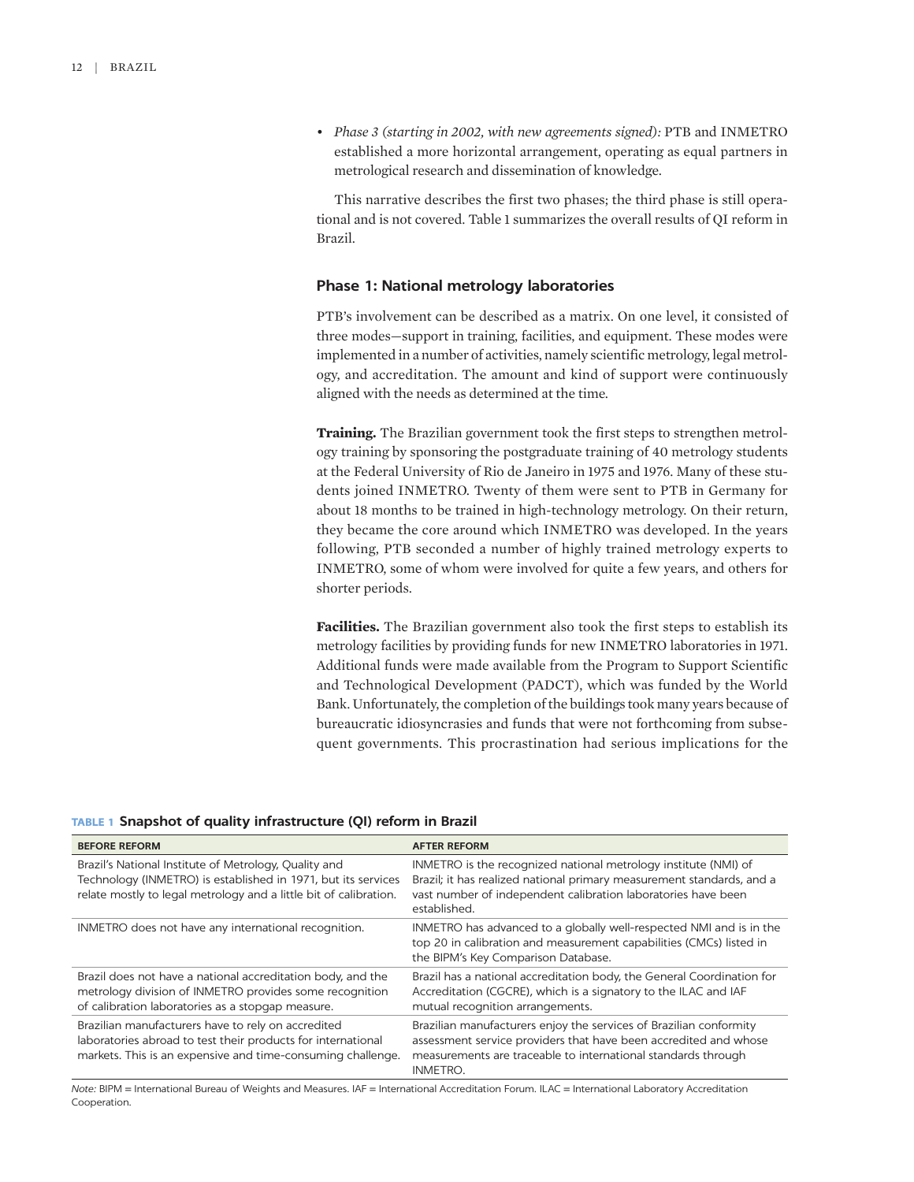- *Phase 3 (starting in 2002, with new agreements signed):* PTB and INMETRO established a more horizontal arrangement, operating as equal partners in metrological research and dissemination of knowledge.

This narrative describes the first two phases; the third phase is still operational and is not covered. Table 1 summarizes the overall results of QI reform in Brazil.

### Phase 1: National metrology laboratories

PTB's involvement can be described as a matrix. On one level, it consisted of three modes—support in training, facilities, and equipment. These modes were implemented in a number of activities, namely scientific metrology, legal metrology, and accreditation. The amount and kind of support were continuously aligned with the needs as determined at the time.

**Training.** The Brazilian government took the first steps to strengthen metrology training by sponsoring the postgraduate training of 40 metrology students at the Federal University of Rio de Janeiro in 1975 and 1976. Many of these students joined INMETRO. Twenty of them were sent to PTB in Germany for about 18 months to be trained in high-technology metrology. On their return, they became the core around which INMETRO was developed. In the years following, PTB seconded a number of highly trained metrology experts to INMETRO, some of whom were involved for quite a few years, and others for shorter periods.

**Facilities.** The Brazilian government also took the first steps to establish its metrology facilities by providing funds for new INMETRO laboratories in 1971. Additional funds were made available from the Program to Support Scientific and Technological Development (PADCT), which was funded by the World Bank. Unfortunately, the completion of the buildings took many years because of bureaucratic idiosyncrasies and funds that were not forthcoming from subsequent governments. This procrastination had serious implications for the

**TABLE 1 Snapshot of quality infrastructure (QI) reform in Brazil**

| BEFORE REFORM | AFTER REFORM |
|---|---|
| Brazil's National Institute of Metrology, Quality and Technology (INMETRO) is established in 1971, but its services relate mostly to legal metrology and a little bit of calibration. | INMETRO is the recognized national metrology institute (NMI) of Brazil; it has realized national primary measurement standards, and a vast number of independent calibration laboratories have been established. |
| INMETRO does not have any international recognition. | INMETRO has advanced to a globally well-respected NMI and is in the top 20 in calibration and measurement capabilities (CMCs) listed in the BIPM's Key Comparison Database. |
| Brazil does not have a national accreditation body, and the metrology division of INMETRO provides some recognition of calibration laboratories as a stopgap measure. | Brazil has a national accreditation body, the General Coordination for Accreditation (CGCRE), which is a signatory to the ILAC and IAF mutual recognition arrangements. |
| Brazilian manufacturers have to rely on accredited laboratories abroad to test their products for international markets. This is an expensive and time-consuming challenge. | Brazilian manufacturers enjoy the services of Brazilian conformity assessment service providers that have been accredited and whose measurements are traceable to international standards through INMETRO. |

*Note:* BIPM = International Bureau of Weights and Measures. IAF = International Accreditation Forum. ILAC = International Laboratory Accreditation Cooperation.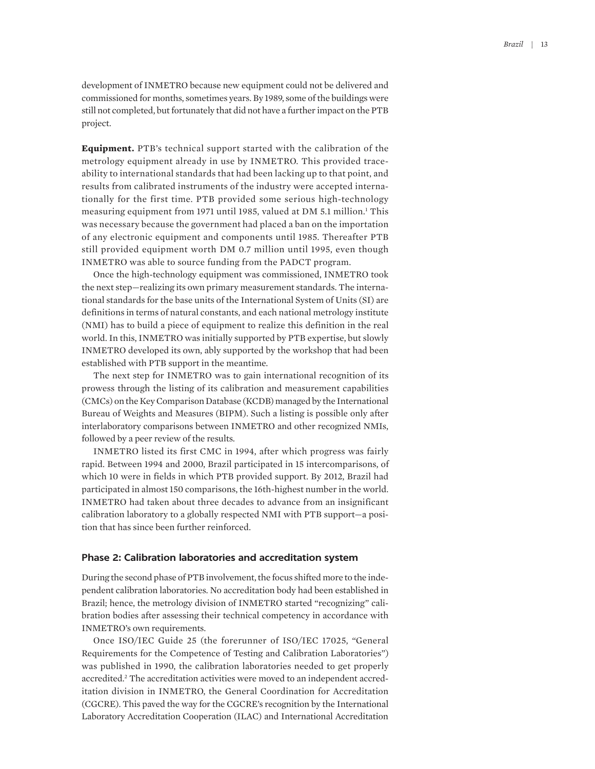development of INMETRO because new equipment could not be delivered and commissioned for months, sometimes years. By 1989, some of the buildings were still not completed, but fortunately that did not have a further impact on the PTB project.

**Equipment.** PTB's technical support started with the calibration of the metrology equipment already in use by INMETRO. This provided traceability to international standards that had been lacking up to that point, and results from calibrated instruments of the industry were accepted internationally for the first time. PTB provided some serious high-technology measuring equipment from 1971 until 1985, valued at DM 5.1 million.[1] This was necessary because the government had placed a ban on the importation of any electronic equipment and components until 1985. Thereafter PTB still provided equipment worth DM 0.7 million until 1995, even though INMETRO was able to source funding from the PADCT program.

Once the high-technology equipment was commissioned, INMETRO took the next step—realizing its own primary measurement standards. The international standards for the base units of the International System of Units (SI) are definitions in terms of natural constants, and each national metrology institute (NMI) has to build a piece of equipment to realize this definition in the real world. In this, INMETRO was initially supported by PTB expertise, but slowly INMETRO developed its own, ably supported by the workshop that had been established with PTB support in the meantime.

The next step for INMETRO was to gain international recognition of its prowess through the listing of its calibration and measurement capabilities (CMCs) on the Key Comparison Database (KCDB) managed by the International Bureau of Weights and Measures (BIPM). Such a listing is possible only after interlaboratory comparisons between INMETRO and other recognized NMIs, followed by a peer review of the results.

INMETRO listed its first CMC in 1994, after which progress was fairly rapid. Between 1994 and 2000, Brazil participated in 15 intercomparisons, of which 10 were in fields in which PTB provided support. By 2012, Brazil had participated in almost 150 comparisons, the 16th-highest number in the world. INMETRO had taken about three decades to advance from an insignificant calibration laboratory to a globally respected NMI with PTB support—a position that has since been further reinforced.

## Phase 2: Calibration laboratories and accreditation system

During the second phase of PTB involvement, the focus shifted more to the independent calibration laboratories. No accreditation body had been established in Brazil; hence, the metrology division of INMETRO started "recognizing" calibration bodies after assessing their technical competency in accordance with INMETRO's own requirements.

Once ISO/IEC Guide 25 (the forerunner of ISO/IEC 17025, "General Requirements for the Competence of Testing and Calibration Laboratories") was published in 1990, the calibration laboratories needed to get properly accredited.[2] The accreditation activities were moved to an independent accreditation division in INMETRO, the General Coordination for Accreditation (CGCRE). This paved the way for the CGCRE's recognition by the International Laboratory Accreditation Cooperation (ILAC) and International Accreditation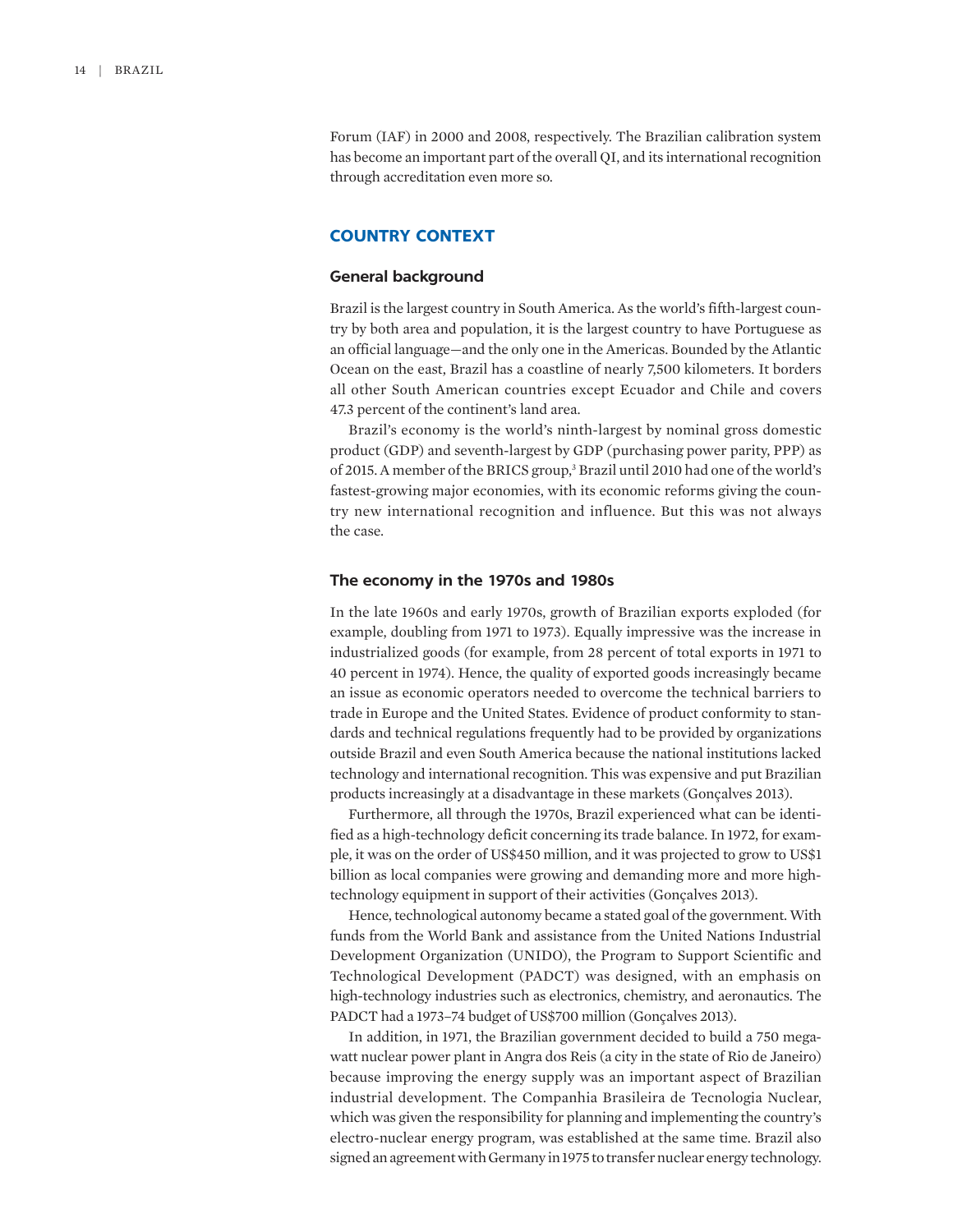Forum (IAF) in 2000 and 2008, respectively. The Brazilian calibration system has become an important part of the overall QI, and its international recognition through accreditation even more so.

## COUNTRY CONTEXT

### General background

Brazil is the largest country in South America. As the world's fifth-largest country by both area and population, it is the largest country to have Portuguese as an official language—and the only one in the Americas. Bounded by the Atlantic Ocean on the east, Brazil has a coastline of nearly 7,500 kilometers. It borders all other South American countries except Ecuador and Chile and covers 47.3 percent of the continent's land area.

Brazil's economy is the world's ninth-largest by nominal gross domestic product (GDP) and seventh-largest by GDP (purchasing power parity, PPP) as of 2015. A member of the BRICS group,[3] Brazil until 2010 had one of the world's fastest-growing major economies, with its economic reforms giving the country new international recognition and influence. But this was not always the case.

### The economy in the 1970s and 1980s

In the late 1960s and early 1970s, growth of Brazilian exports exploded (for example, doubling from 1971 to 1973). Equally impressive was the increase in industrialized goods (for example, from 28 percent of total exports in 1971 to 40 percent in 1974). Hence, the quality of exported goods increasingly became an issue as economic operators needed to overcome the technical barriers to trade in Europe and the United States. Evidence of product conformity to standards and technical regulations frequently had to be provided by organizations outside Brazil and even South America because the national institutions lacked technology and international recognition. This was expensive and put Brazilian products increasingly at a disadvantage in these markets (Gonçalves 2013).

Furthermore, all through the 1970s, Brazil experienced what can be identified as a high-technology deficit concerning its trade balance. In 1972, for example, it was on the order of US$450 million, and it was projected to grow to US$1 billion as local companies were growing and demanding more and more high-technology equipment in support of their activities (Gonçalves 2013).

Hence, technological autonomy became a stated goal of the government. With funds from the World Bank and assistance from the United Nations Industrial Development Organization (UNIDO), the Program to Support Scientific and Technological Development (PADCT) was designed, with an emphasis on high-technology industries such as electronics, chemistry, and aeronautics. The PADCT had a 1973–74 budget of US$700 million (Gonçalves 2013).

In addition, in 1971, the Brazilian government decided to build a 750 megawatt nuclear power plant in Angra dos Reis (a city in the state of Rio de Janeiro) because improving the energy supply was an important aspect of Brazilian industrial development. The Companhia Brasileira de Tecnologia Nuclear, which was given the responsibility for planning and implementing the country's electro-nuclear energy program, was established at the same time. Brazil also signed an agreement with Germany in 1975 to transfer nuclear energy technology.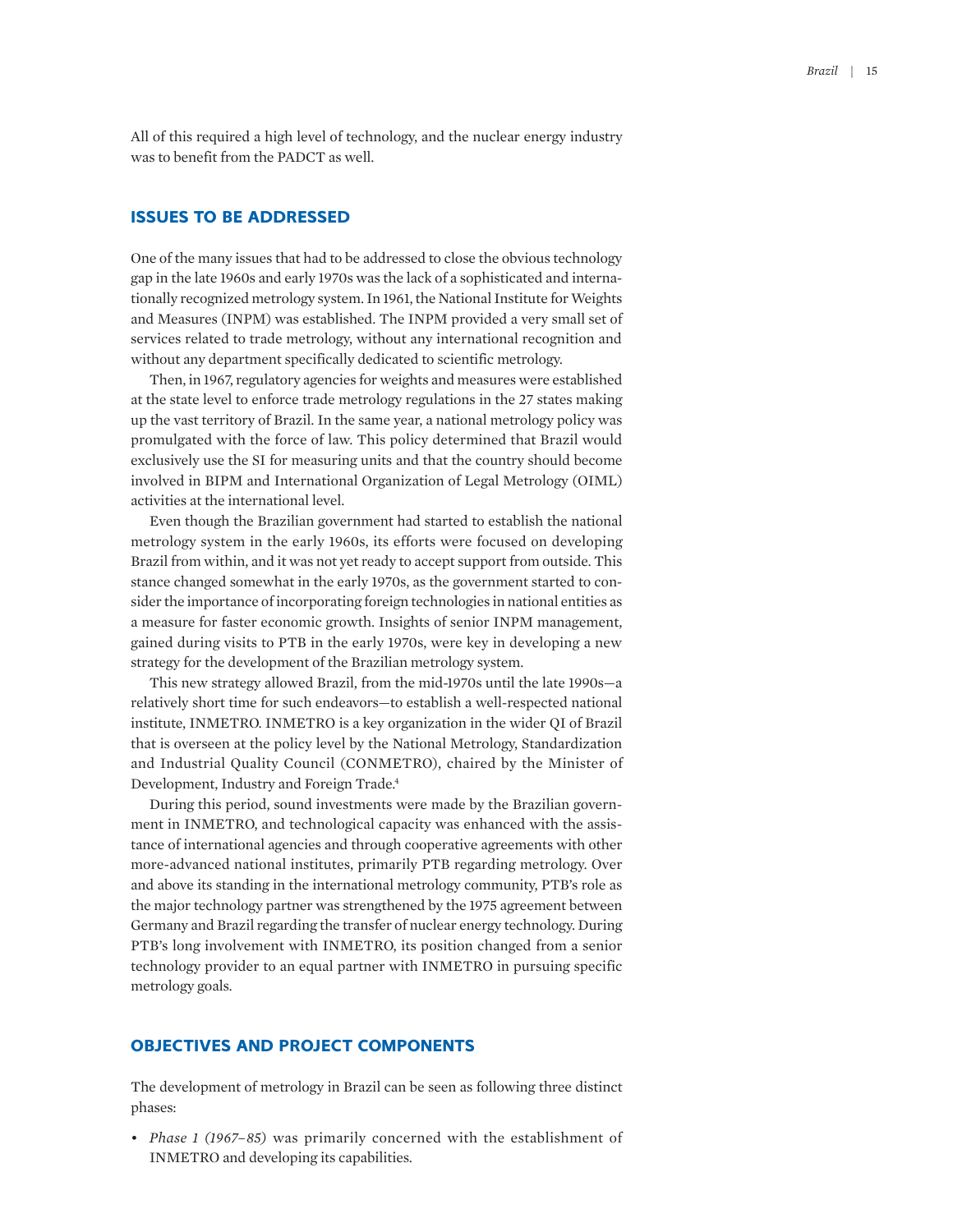All of this required a high level of technology, and the nuclear energy industry was to benefit from the PADCT as well.

## ISSUES TO BE ADDRESSED

One of the many issues that had to be addressed to close the obvious technology gap in the late 1960s and early 1970s was the lack of a sophisticated and internationally recognized metrology system. In 1961, the National Institute for Weights and Measures (INPM) was established. The INPM provided a very small set of services related to trade metrology, without any international recognition and without any department specifically dedicated to scientific metrology.

Then, in 1967, regulatory agencies for weights and measures were established at the state level to enforce trade metrology regulations in the 27 states making up the vast territory of Brazil. In the same year, a national metrology policy was promulgated with the force of law. This policy determined that Brazil would exclusively use the SI for measuring units and that the country should become involved in BIPM and International Organization of Legal Metrology (OIML) activities at the international level.

Even though the Brazilian government had started to establish the national metrology system in the early 1960s, its efforts were focused on developing Brazil from within, and it was not yet ready to accept support from outside. This stance changed somewhat in the early 1970s, as the government started to consider the importance of incorporating foreign technologies in national entities as a measure for faster economic growth. Insights of senior INPM management, gained during visits to PTB in the early 1970s, were key in developing a new strategy for the development of the Brazilian metrology system.

This new strategy allowed Brazil, from the mid-1970s until the late 1990s—a relatively short time for such endeavors—to establish a well-respected national institute, INMETRO. INMETRO is a key organization in the wider QI of Brazil that is overseen at the policy level by the National Metrology, Standardization and Industrial Quality Council (CONMETRO), chaired by the Minister of Development, Industry and Foreign Trade.[4]

During this period, sound investments were made by the Brazilian government in INMETRO, and technological capacity was enhanced with the assistance of international agencies and through cooperative agreements with other more-advanced national institutes, primarily PTB regarding metrology. Over and above its standing in the international metrology community, PTB's role as the major technology partner was strengthened by the 1975 agreement between Germany and Brazil regarding the transfer of nuclear energy technology. During PTB's long involvement with INMETRO, its position changed from a senior technology provider to an equal partner with INMETRO in pursuing specific metrology goals.

## OBJECTIVES AND PROJECT COMPONENTS

The development of metrology in Brazil can be seen as following three distinct phases:

- *Phase 1 (1967–85)* was primarily concerned with the establishment of INMETRO and developing its capabilities.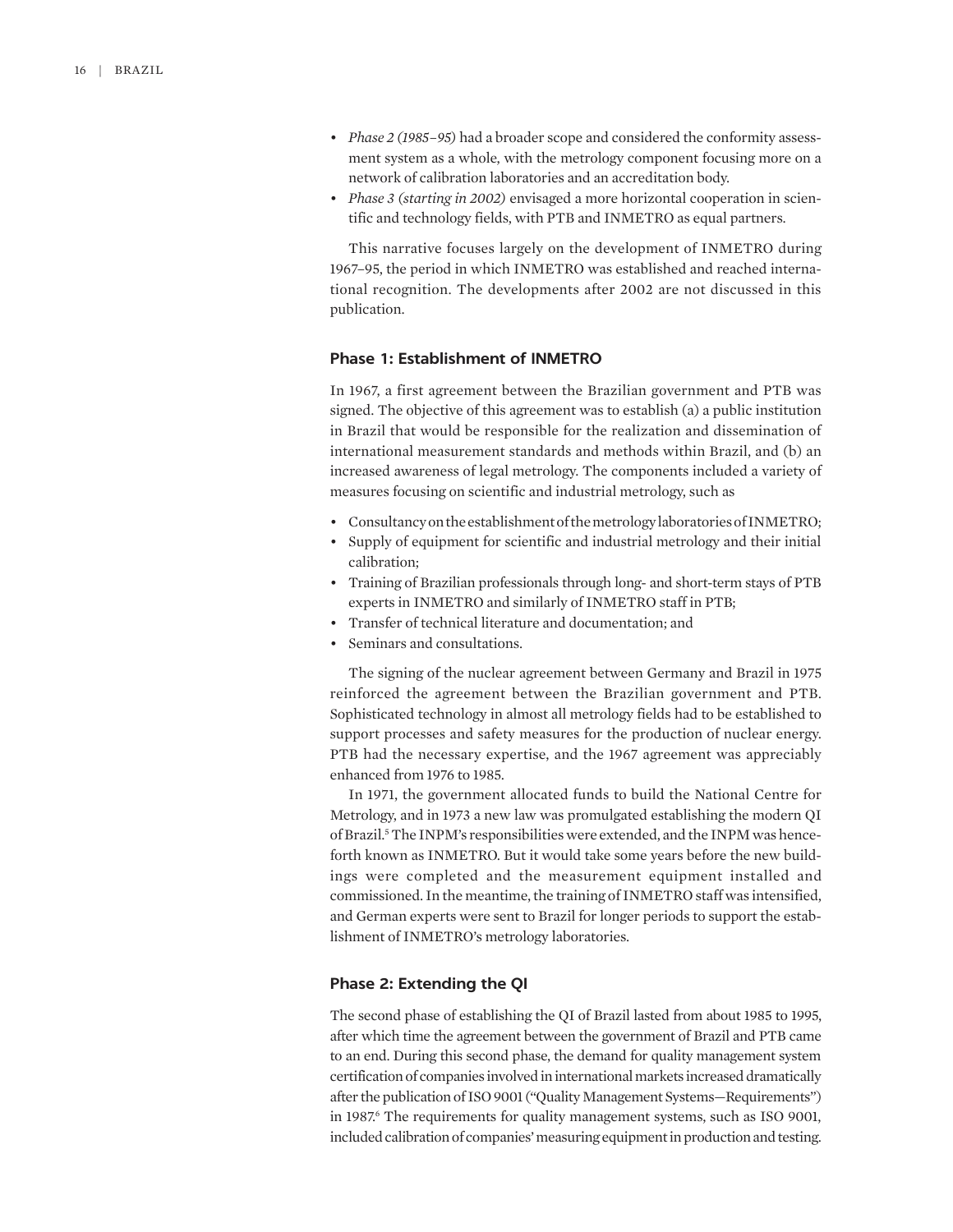- *Phase 2 (1985–95)* had a broader scope and considered the conformity assessment system as a whole, with the metrology component focusing more on a network of calibration laboratories and an accreditation body.
- *Phase 3 (starting in 2002)* envisaged a more horizontal cooperation in scientific and technology fields, with PTB and INMETRO as equal partners.

This narrative focuses largely on the development of INMETRO during 1967–95, the period in which INMETRO was established and reached international recognition. The developments after 2002 are not discussed in this publication.

### Phase 1: Establishment of INMETRO

In 1967, a first agreement between the Brazilian government and PTB was signed. The objective of this agreement was to establish (a) a public institution in Brazil that would be responsible for the realization and dissemination of international measurement standards and methods within Brazil, and (b) an increased awareness of legal metrology. The components included a variety of measures focusing on scientific and industrial metrology, such as

- Consultancy on the establishment of the metrology laboratories of INMETRO;
- Supply of equipment for scientific and industrial metrology and their initial calibration;
- Training of Brazilian professionals through long- and short-term stays of PTB experts in INMETRO and similarly of INMETRO staff in PTB;
- Transfer of technical literature and documentation; and
- Seminars and consultations.

The signing of the nuclear agreement between Germany and Brazil in 1975 reinforced the agreement between the Brazilian government and PTB. Sophisticated technology in almost all metrology fields had to be established to support processes and safety measures for the production of nuclear energy. PTB had the necessary expertise, and the 1967 agreement was appreciably enhanced from 1976 to 1985.

In 1971, the government allocated funds to build the National Centre for Metrology, and in 1973 a new law was promulgated establishing the modern QI of Brazil.[5] The INPM's responsibilities were extended, and the INPM was henceforth known as INMETRO. But it would take some years before the new buildings were completed and the measurement equipment installed and commissioned. In the meantime, the training of INMETRO staff was intensified, and German experts were sent to Brazil for longer periods to support the establishment of INMETRO's metrology laboratories.

### Phase 2: Extending the QI

The second phase of establishing the QI of Brazil lasted from about 1985 to 1995, after which time the agreement between the government of Brazil and PTB came to an end. During this second phase, the demand for quality management system certification of companies involved in international markets increased dramatically after the publication of ISO 9001 ("Quality Management Systems—Requirements") in 1987.[6] The requirements for quality management systems, such as ISO 9001, included calibration of companies' measuring equipment in production and testing.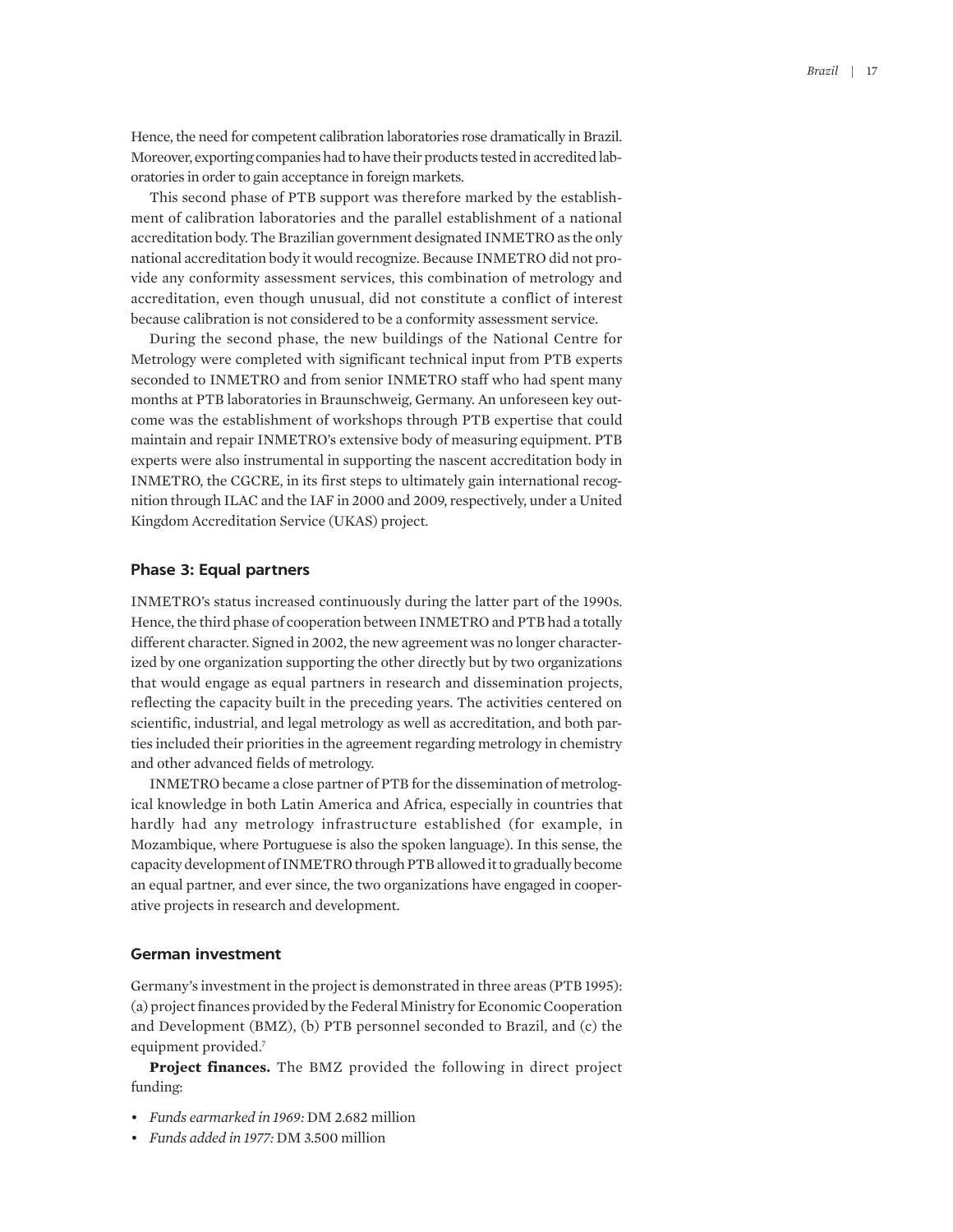Hence, the need for competent calibration laboratories rose dramatically in Brazil. Moreover, exporting companies had to have their products tested in accredited laboratories in order to gain acceptance in foreign markets.

This second phase of PTB support was therefore marked by the establishment of calibration laboratories and the parallel establishment of a national accreditation body. The Brazilian government designated INMETRO as the only national accreditation body it would recognize. Because INMETRO did not provide any conformity assessment services, this combination of metrology and accreditation, even though unusual, did not constitute a conflict of interest because calibration is not considered to be a conformity assessment service.

During the second phase, the new buildings of the National Centre for Metrology were completed with significant technical input from PTB experts seconded to INMETRO and from senior INMETRO staff who had spent many months at PTB laboratories in Braunschweig, Germany. An unforeseen key outcome was the establishment of workshops through PTB expertise that could maintain and repair INMETRO's extensive body of measuring equipment. PTB experts were also instrumental in supporting the nascent accreditation body in INMETRO, the CGCRE, in its first steps to ultimately gain international recognition through ILAC and the IAF in 2000 and 2009, respectively, under a United Kingdom Accreditation Service (UKAS) project.

### Phase 3: Equal partners

INMETRO's status increased continuously during the latter part of the 1990s. Hence, the third phase of cooperation between INMETRO and PTB had a totally different character. Signed in 2002, the new agreement was no longer characterized by one organization supporting the other directly but by two organizations that would engage as equal partners in research and dissemination projects, reflecting the capacity built in the preceding years. The activities centered on scientific, industrial, and legal metrology as well as accreditation, and both parties included their priorities in the agreement regarding metrology in chemistry and other advanced fields of metrology.

INMETRO became a close partner of PTB for the dissemination of metrological knowledge in both Latin America and Africa, especially in countries that hardly had any metrology infrastructure established (for example, in Mozambique, where Portuguese is also the spoken language). In this sense, the capacity development of INMETRO through PTB allowed it to gradually become an equal partner, and ever since, the two organizations have engaged in cooperative projects in research and development.

### German investment

Germany's investment in the project is demonstrated in three areas (PTB 1995): (a) project finances provided by the Federal Ministry for Economic Cooperation and Development (BMZ), (b) PTB personnel seconded to Brazil, and (c) the equipment provided.[7]

**Project finances.** The BMZ provided the following in direct project funding:

- *Funds earmarked in 1969:* DM 2.682 million
- *Funds added in 1977:* DM 3.500 million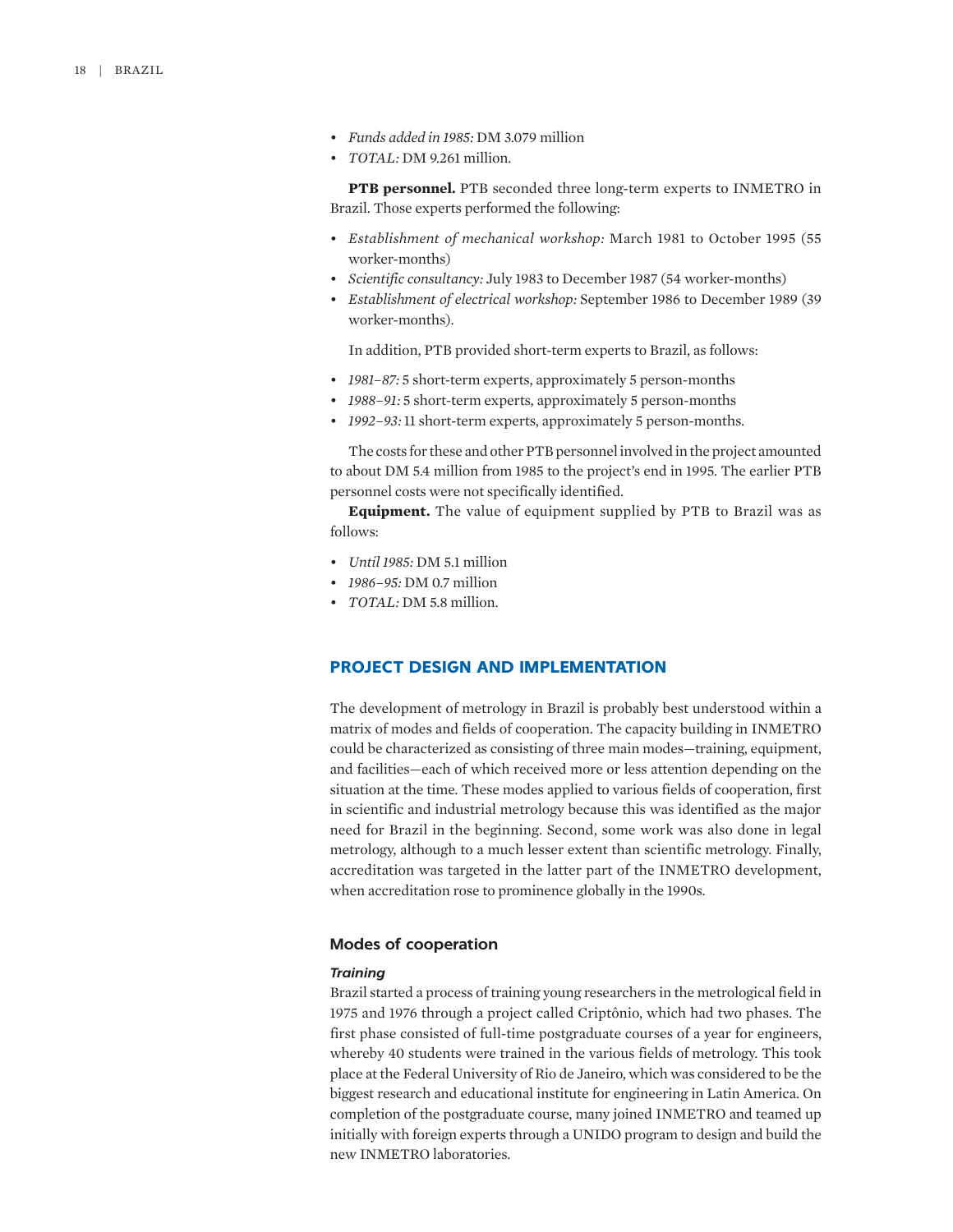- *Funds added in 1985:* DM 3.079 million
- *TOTAL:* DM 9.261 million.

**PTB personnel.** PTB seconded three long-term experts to INMETRO in Brazil. Those experts performed the following:

- *Establishment of mechanical workshop:* March 1981 to October 1995 (55 worker-months)
- *Scientific consultancy:* July 1983 to December 1987 (54 worker-months)
- *Establishment of electrical workshop:* September 1986 to December 1989 (39 worker-months).

In addition, PTB provided short-term experts to Brazil, as follows:

- *1981–87:* 5 short-term experts, approximately 5 person-months
- *1988–91:* 5 short-term experts, approximately 5 person-months
- *1992–93:* 11 short-term experts, approximately 5 person-months.

The costs for these and other PTB personnel involved in the project amounted to about DM 5.4 million from 1985 to the project's end in 1995. The earlier PTB personnel costs were not specifically identified.

**Equipment.** The value of equipment supplied by PTB to Brazil was as follows:

- *Until 1985:* DM 5.1 million
- *1986–95:* DM 0.7 million
- *TOTAL:* DM 5.8 million.

## PROJECT DESIGN AND IMPLEMENTATION

The development of metrology in Brazil is probably best understood within a matrix of modes and fields of cooperation. The capacity building in INMETRO could be characterized as consisting of three main modes—training, equipment, and facilities—each of which received more or less attention depending on the situation at the time. These modes applied to various fields of cooperation, first in scientific and industrial metrology because this was identified as the major need for Brazil in the beginning. Second, some work was also done in legal metrology, although to a much lesser extent than scientific metrology. Finally, accreditation was targeted in the latter part of the INMETRO development, when accreditation rose to prominence globally in the 1990s.

### Modes of cooperation

#### *Training*

Brazil started a process of training young researchers in the metrological field in 1975 and 1976 through a project called Criptônio, which had two phases. The first phase consisted of full-time postgraduate courses of a year for engineers, whereby 40 students were trained in the various fields of metrology. This took place at the Federal University of Rio de Janeiro, which was considered to be the biggest research and educational institute for engineering in Latin America. On completion of the postgraduate course, many joined INMETRO and teamed up initially with foreign experts through a UNIDO program to design and build the new INMETRO laboratories.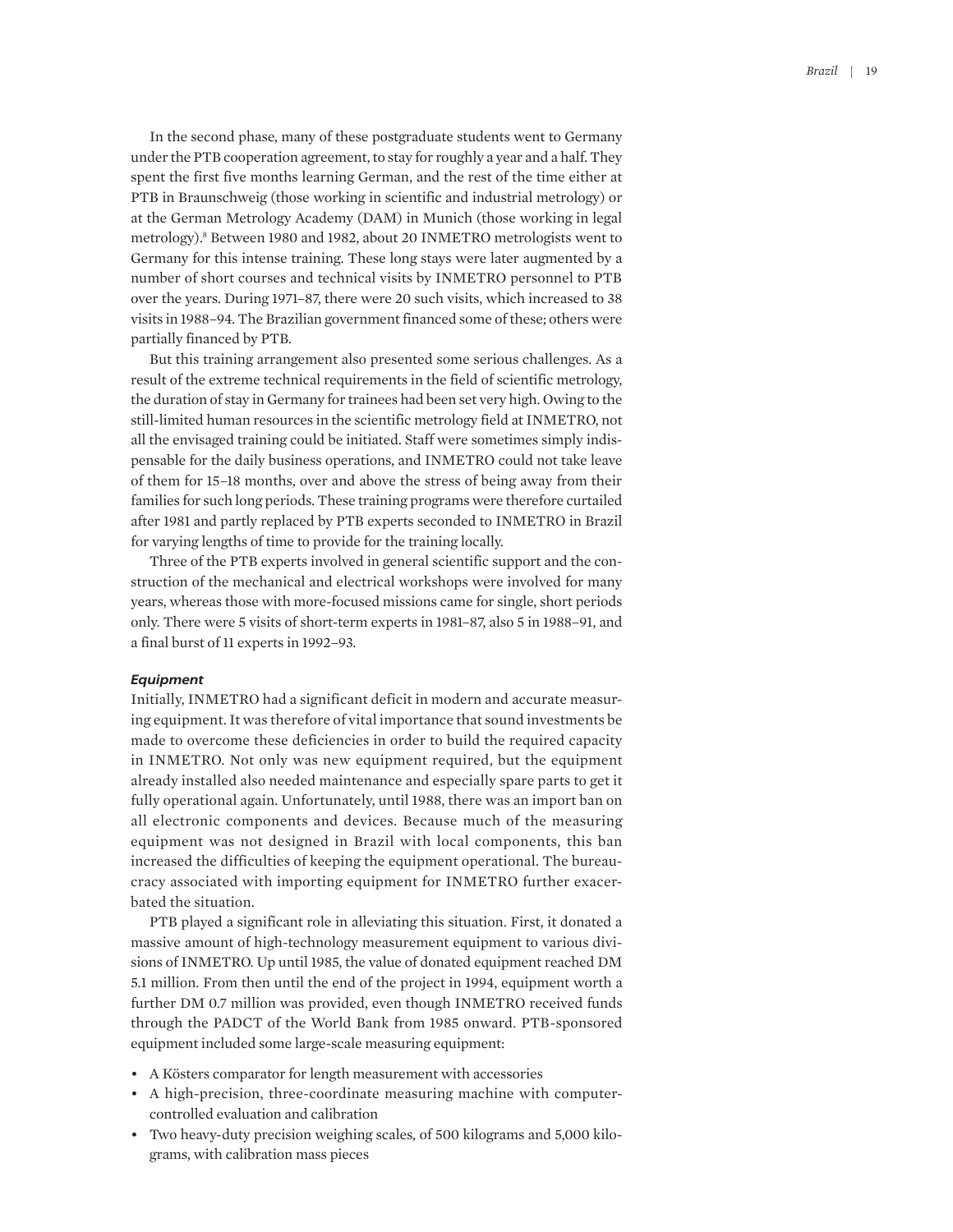In the second phase, many of these postgraduate students went to Germany under the PTB cooperation agreement, to stay for roughly a year and a half. They spent the first five months learning German, and the rest of the time either at PTB in Braunschweig (those working in scientific and industrial metrology) or at the German Metrology Academy (DAM) in Munich (those working in legal metrology).[8] Between 1980 and 1982, about 20 INMETRO metrologists went to Germany for this intense training. These long stays were later augmented by a number of short courses and technical visits by INMETRO personnel to PTB over the years. During 1971–87, there were 20 such visits, which increased to 38 visits in 1988–94. The Brazilian government financed some of these; others were partially financed by PTB.

But this training arrangement also presented some serious challenges. As a result of the extreme technical requirements in the field of scientific metrology, the duration of stay in Germany for trainees had been set very high. Owing to the still-limited human resources in the scientific metrology field at INMETRO, not all the envisaged training could be initiated. Staff were sometimes simply indispensable for the daily business operations, and INMETRO could not take leave of them for 15–18 months, over and above the stress of being away from their families for such long periods. These training programs were therefore curtailed after 1981 and partly replaced by PTB experts seconded to INMETRO in Brazil for varying lengths of time to provide for the training locally.

Three of the PTB experts involved in general scientific support and the construction of the mechanical and electrical workshops were involved for many years, whereas those with more-focused missions came for single, short periods only. There were 5 visits of short-term experts in 1981–87, also 5 in 1988–91, and a final burst of 11 experts in 1992–93.

### *Equipment*

Initially, INMETRO had a significant deficit in modern and accurate measuring equipment. It was therefore of vital importance that sound investments be made to overcome these deficiencies in order to build the required capacity in INMETRO. Not only was new equipment required, but the equipment already installed also needed maintenance and especially spare parts to get it fully operational again. Unfortunately, until 1988, there was an import ban on all electronic components and devices. Because much of the measuring equipment was not designed in Brazil with local components, this ban increased the difficulties of keeping the equipment operational. The bureaucracy associated with importing equipment for INMETRO further exacerbated the situation.

PTB played a significant role in alleviating this situation. First, it donated a massive amount of high-technology measurement equipment to various divisions of INMETRO. Up until 1985, the value of donated equipment reached DM 5.1 million. From then until the end of the project in 1994, equipment worth a further DM 0.7 million was provided, even though INMETRO received funds through the PADCT of the World Bank from 1985 onward. PTB-sponsored equipment included some large-scale measuring equipment:

- A Kösters comparator for length measurement with accessories
- A high-precision, three-coordinate measuring machine with computer-controlled evaluation and calibration
- Two heavy-duty precision weighing scales, of 500 kilograms and 5,000 kilograms, with calibration mass pieces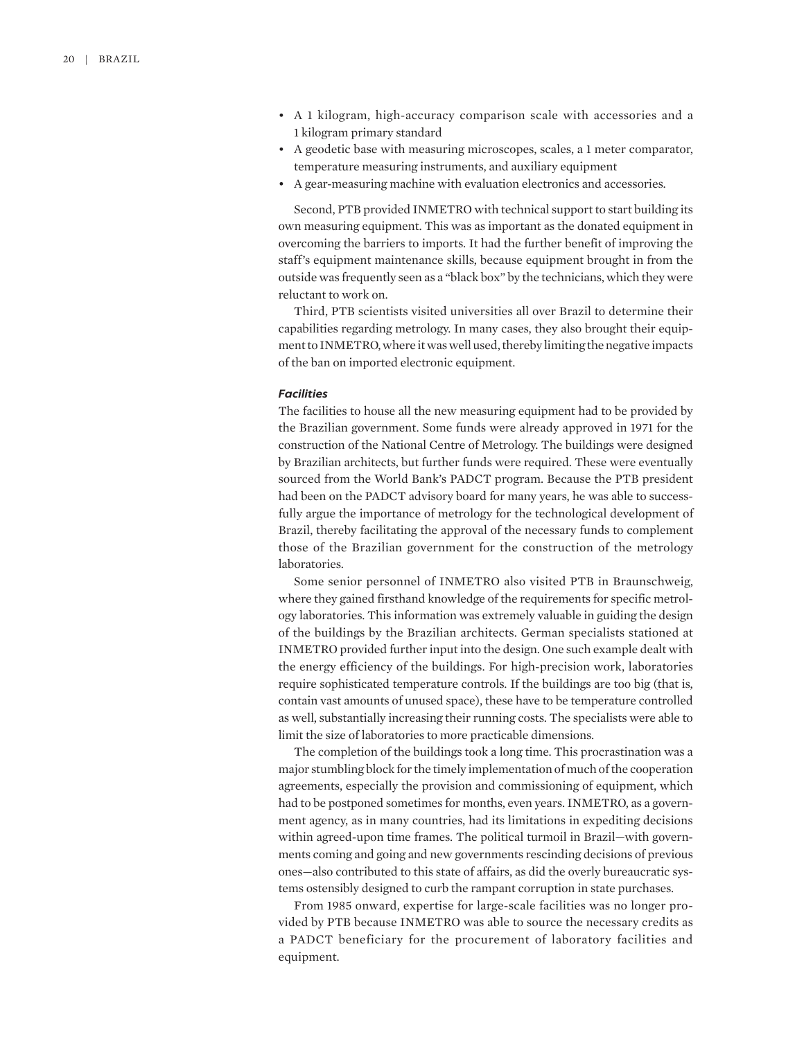- A 1 kilogram, high-accuracy comparison scale with accessories and a 1 kilogram primary standard
- A geodetic base with measuring microscopes, scales, a 1 meter comparator, temperature measuring instruments, and auxiliary equipment
- A gear-measuring machine with evaluation electronics and accessories.

Second, PTB provided INMETRO with technical support to start building its own measuring equipment. This was as important as the donated equipment in overcoming the barriers to imports. It had the further benefit of improving the staff's equipment maintenance skills, because equipment brought in from the outside was frequently seen as a "black box" by the technicians, which they were reluctant to work on.

Third, PTB scientists visited universities all over Brazil to determine their capabilities regarding metrology. In many cases, they also brought their equipment to INMETRO, where it was well used, thereby limiting the negative impacts of the ban on imported electronic equipment.

#### *Facilities*

The facilities to house all the new measuring equipment had to be provided by the Brazilian government. Some funds were already approved in 1971 for the construction of the National Centre of Metrology. The buildings were designed by Brazilian architects, but further funds were required. These were eventually sourced from the World Bank's PADCT program. Because the PTB president had been on the PADCT advisory board for many years, he was able to successfully argue the importance of metrology for the technological development of Brazil, thereby facilitating the approval of the necessary funds to complement those of the Brazilian government for the construction of the metrology laboratories.

Some senior personnel of INMETRO also visited PTB in Braunschweig, where they gained firsthand knowledge of the requirements for specific metrology laboratories. This information was extremely valuable in guiding the design of the buildings by the Brazilian architects. German specialists stationed at INMETRO provided further input into the design. One such example dealt with the energy efficiency of the buildings. For high-precision work, laboratories require sophisticated temperature controls. If the buildings are too big (that is, contain vast amounts of unused space), these have to be temperature controlled as well, substantially increasing their running costs. The specialists were able to limit the size of laboratories to more practicable dimensions.

The completion of the buildings took a long time. This procrastination was a major stumbling block for the timely implementation of much of the cooperation agreements, especially the provision and commissioning of equipment, which had to be postponed sometimes for months, even years. INMETRO, as a government agency, as in many countries, had its limitations in expediting decisions within agreed-upon time frames. The political turmoil in Brazil—with governments coming and going and new governments rescinding decisions of previous ones—also contributed to this state of affairs, as did the overly bureaucratic systems ostensibly designed to curb the rampant corruption in state purchases.

From 1985 onward, expertise for large-scale facilities was no longer provided by PTB because INMETRO was able to source the necessary credits as a PADCT beneficiary for the procurement of laboratory facilities and equipment.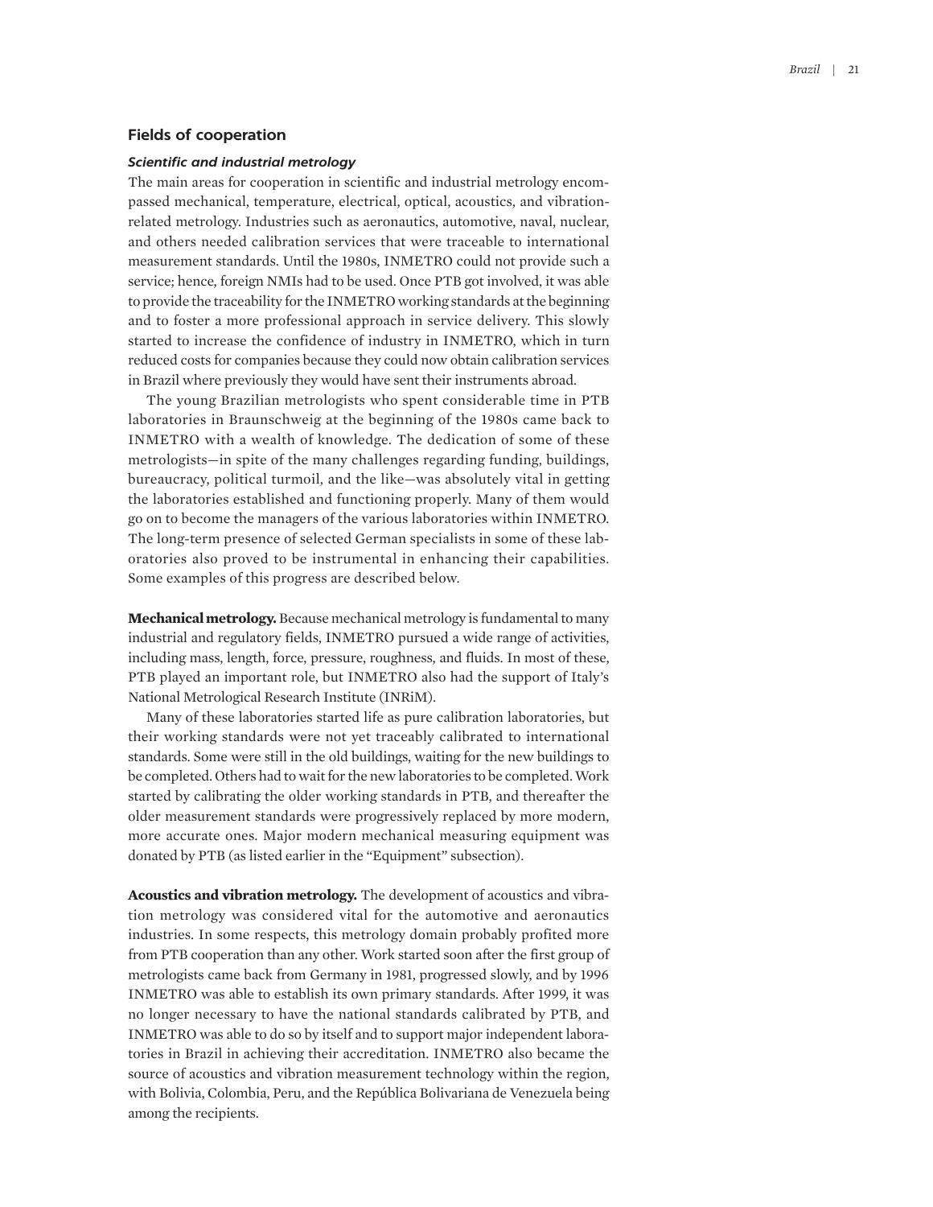## Fields of cooperation

### *Scientific and industrial metrology*

The main areas for cooperation in scientific and industrial metrology encompassed mechanical, temperature, electrical, optical, acoustics, and vibration-related metrology. Industries such as aeronautics, automotive, naval, nuclear, and others needed calibration services that were traceable to international measurement standards. Until the 1980s, INMETRO could not provide such a service; hence, foreign NMIs had to be used. Once PTB got involved, it was able to provide the traceability for the INMETRO working standards at the beginning and to foster a more professional approach in service delivery. This slowly started to increase the confidence of industry in INMETRO, which in turn reduced costs for companies because they could now obtain calibration services in Brazil where previously they would have sent their instruments abroad.

The young Brazilian metrologists who spent considerable time in PTB laboratories in Braunschweig at the beginning of the 1980s came back to INMETRO with a wealth of knowledge. The dedication of some of these metrologists—in spite of the many challenges regarding funding, buildings, bureaucracy, political turmoil, and the like—was absolutely vital in getting the laboratories established and functioning properly. Many of them would go on to become the managers of the various laboratories within INMETRO. The long-term presence of selected German specialists in some of these laboratories also proved to be instrumental in enhancing their capabilities. Some examples of this progress are described below.

**Mechanical metrology.** Because mechanical metrology is fundamental to many industrial and regulatory fields, INMETRO pursued a wide range of activities, including mass, length, force, pressure, roughness, and fluids. In most of these, PTB played an important role, but INMETRO also had the support of Italy's National Metrological Research Institute (INRiM).

Many of these laboratories started life as pure calibration laboratories, but their working standards were not yet traceably calibrated to international standards. Some were still in the old buildings, waiting for the new buildings to be completed. Others had to wait for the new laboratories to be completed. Work started by calibrating the older working standards in PTB, and thereafter the older measurement standards were progressively replaced by more modern, more accurate ones. Major modern mechanical measuring equipment was donated by PTB (as listed earlier in the "Equipment" subsection).

**Acoustics and vibration metrology.** The development of acoustics and vibration metrology was considered vital for the automotive and aeronautics industries. In some respects, this metrology domain probably profited more from PTB cooperation than any other. Work started soon after the first group of metrologists came back from Germany in 1981, progressed slowly, and by 1996 INMETRO was able to establish its own primary standards. After 1999, it was no longer necessary to have the national standards calibrated by PTB, and INMETRO was able to do so by itself and to support major independent laboratories in Brazil in achieving their accreditation. INMETRO also became the source of acoustics and vibration measurement technology within the region, with Bolivia, Colombia, Peru, and the República Bolivariana de Venezuela being among the recipients.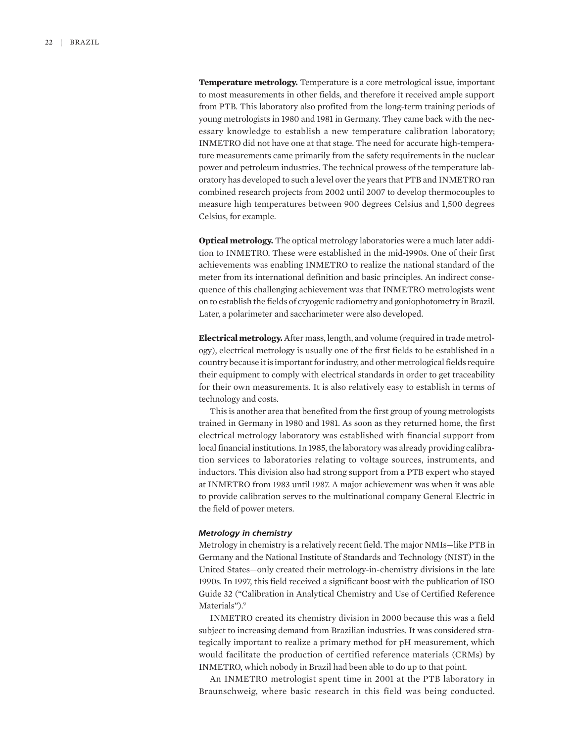**Temperature metrology.** Temperature is a core metrological issue, important to most measurements in other fields, and therefore it received ample support from PTB. This laboratory also profited from the long-term training periods of young metrologists in 1980 and 1981 in Germany. They came back with the necessary knowledge to establish a new temperature calibration laboratory; INMETRO did not have one at that stage. The need for accurate high-temperature measurements came primarily from the safety requirements in the nuclear power and petroleum industries. The technical prowess of the temperature laboratory has developed to such a level over the years that PTB and INMETRO ran combined research projects from 2002 until 2007 to develop thermocouples to measure high temperatures between 900 degrees Celsius and 1,500 degrees Celsius, for example.

**Optical metrology.** The optical metrology laboratories were a much later addition to INMETRO. These were established in the mid-1990s. One of their first achievements was enabling INMETRO to realize the national standard of the meter from its international definition and basic principles. An indirect consequence of this challenging achievement was that INMETRO metrologists went on to establish the fields of cryogenic radiometry and goniophotometry in Brazil. Later, a polarimeter and saccharimeter were also developed.

**Electrical metrology.** After mass, length, and volume (required in trade metrology), electrical metrology is usually one of the first fields to be established in a country because it is important for industry, and other metrological fields require their equipment to comply with electrical standards in order to get traceability for their own measurements. It is also relatively easy to establish in terms of technology and costs.

This is another area that benefited from the first group of young metrologists trained in Germany in 1980 and 1981. As soon as they returned home, the first electrical metrology laboratory was established with financial support from local financial institutions. In 1985, the laboratory was already providing calibration services to laboratories relating to voltage sources, instruments, and inductors. This division also had strong support from a PTB expert who stayed at INMETRO from 1983 until 1987. A major achievement was when it was able to provide calibration serves to the multinational company General Electric in the field of power meters.

### *Metrology in chemistry*

Metrology in chemistry is a relatively recent field. The major NMIs—like PTB in Germany and the National Institute of Standards and Technology (NIST) in the United States—only created their metrology-in-chemistry divisions in the late 1990s. In 1997, this field received a significant boost with the publication of ISO Guide 32 ("Calibration in Analytical Chemistry and Use of Certified Reference Materials").[9]

INMETRO created its chemistry division in 2000 because this was a field subject to increasing demand from Brazilian industries. It was considered strategically important to realize a primary method for pH measurement, which would facilitate the production of certified reference materials (CRMs) by INMETRO, which nobody in Brazil had been able to do up to that point.

An INMETRO metrologist spent time in 2001 at the PTB laboratory in Braunschweig, where basic research in this field was being conducted.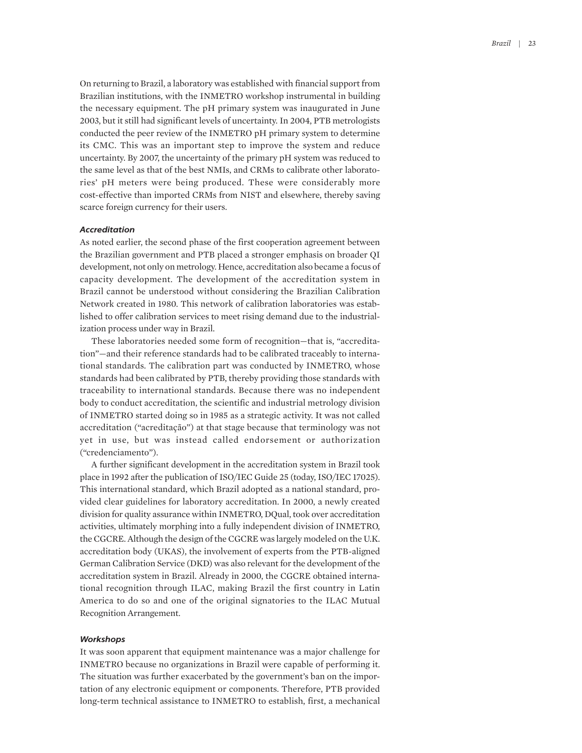On returning to Brazil, a laboratory was established with financial support from Brazilian institutions, with the INMETRO workshop instrumental in building the necessary equipment. The pH primary system was inaugurated in June 2003, but it still had significant levels of uncertainty. In 2004, PTB metrologists conducted the peer review of the INMETRO pH primary system to determine its CMC. This was an important step to improve the system and reduce uncertainty. By 2007, the uncertainty of the primary pH system was reduced to the same level as that of the best NMIs, and CRMs to calibrate other laboratories' pH meters were being produced. These were considerably more cost-effective than imported CRMs from NIST and elsewhere, thereby saving scarce foreign currency for their users.

### *Accreditation*

As noted earlier, the second phase of the first cooperation agreement between the Brazilian government and PTB placed a stronger emphasis on broader QI development, not only on metrology. Hence, accreditation also became a focus of capacity development. The development of the accreditation system in Brazil cannot be understood without considering the Brazilian Calibration Network created in 1980. This network of calibration laboratories was established to offer calibration services to meet rising demand due to the industrialization process under way in Brazil.

These laboratories needed some form of recognition—that is, "accreditation"—and their reference standards had to be calibrated traceably to international standards. The calibration part was conducted by INMETRO, whose standards had been calibrated by PTB, thereby providing those standards with traceability to international standards. Because there was no independent body to conduct accreditation, the scientific and industrial metrology division of INMETRO started doing so in 1985 as a strategic activity. It was not called accreditation ("acreditação") at that stage because that terminology was not yet in use, but was instead called endorsement or authorization ("credenciamento").

A further significant development in the accreditation system in Brazil took place in 1992 after the publication of ISO/IEC Guide 25 (today, ISO/IEC 17025). This international standard, which Brazil adopted as a national standard, provided clear guidelines for laboratory accreditation. In 2000, a newly created division for quality assurance within INMETRO, DQual, took over accreditation activities, ultimately morphing into a fully independent division of INMETRO, the CGCRE. Although the design of the CGCRE was largely modeled on the U.K. accreditation body (UKAS), the involvement of experts from the PTB-aligned German Calibration Service (DKD) was also relevant for the development of the accreditation system in Brazil. Already in 2000, the CGCRE obtained international recognition through ILAC, making Brazil the first country in Latin America to do so and one of the original signatories to the ILAC Mutual Recognition Arrangement.

### *Workshops*

It was soon apparent that equipment maintenance was a major challenge for INMETRO because no organizations in Brazil were capable of performing it. The situation was further exacerbated by the government's ban on the importation of any electronic equipment or components. Therefore, PTB provided long-term technical assistance to INMETRO to establish, first, a mechanical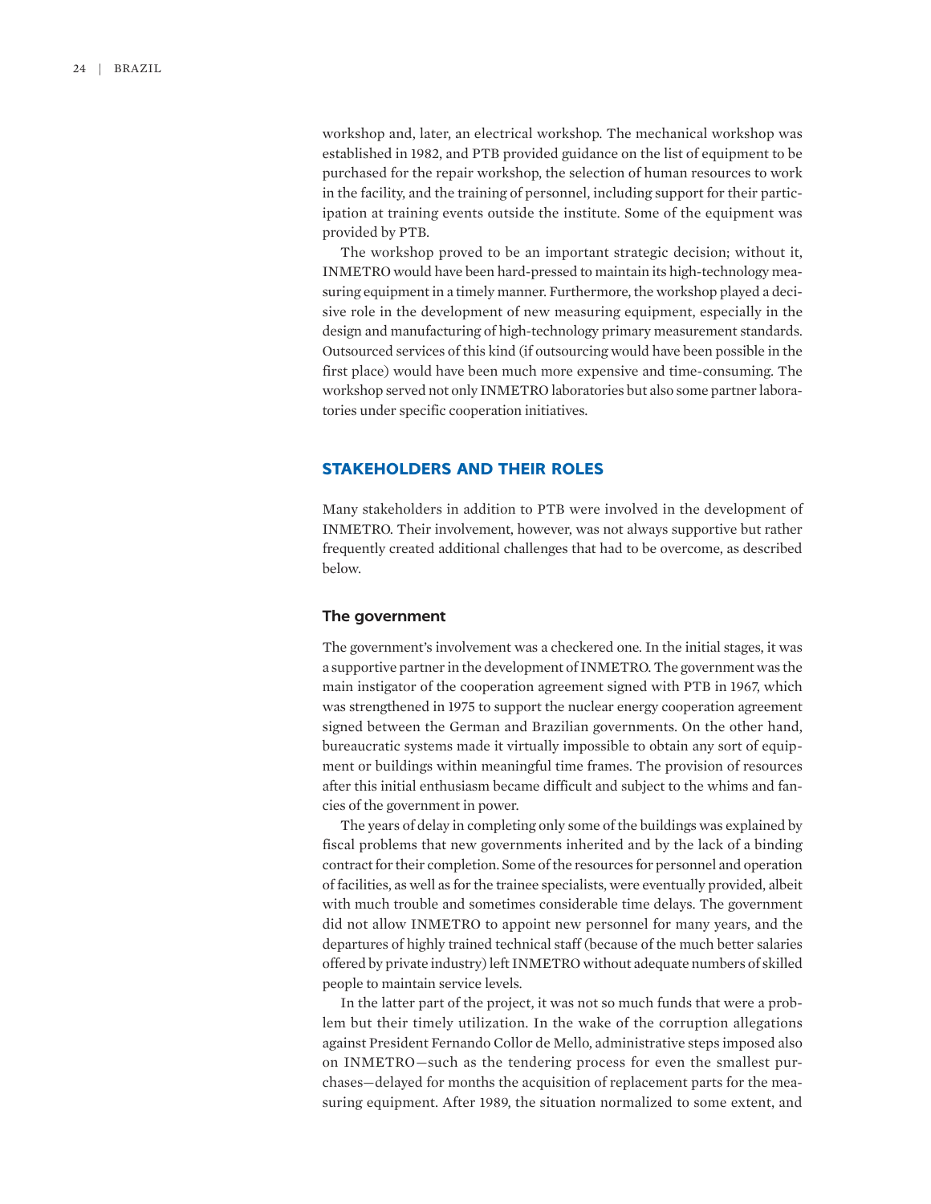workshop and, later, an electrical workshop. The mechanical workshop was established in 1982, and PTB provided guidance on the list of equipment to be purchased for the repair workshop, the selection of human resources to work in the facility, and the training of personnel, including support for their participation at training events outside the institute. Some of the equipment was provided by PTB.

The workshop proved to be an important strategic decision; without it, INMETRO would have been hard-pressed to maintain its high-technology measuring equipment in a timely manner. Furthermore, the workshop played a decisive role in the development of new measuring equipment, especially in the design and manufacturing of high-technology primary measurement standards. Outsourced services of this kind (if outsourcing would have been possible in the first place) would have been much more expensive and time-consuming. The workshop served not only INMETRO laboratories but also some partner laboratories under specific cooperation initiatives.

## STAKEHOLDERS AND THEIR ROLES

Many stakeholders in addition to PTB were involved in the development of INMETRO. Their involvement, however, was not always supportive but rather frequently created additional challenges that had to be overcome, as described below.

### The government

The government's involvement was a checkered one. In the initial stages, it was a supportive partner in the development of INMETRO. The government was the main instigator of the cooperation agreement signed with PTB in 1967, which was strengthened in 1975 to support the nuclear energy cooperation agreement signed between the German and Brazilian governments. On the other hand, bureaucratic systems made it virtually impossible to obtain any sort of equipment or buildings within meaningful time frames. The provision of resources after this initial enthusiasm became difficult and subject to the whims and fancies of the government in power.

The years of delay in completing only some of the buildings was explained by fiscal problems that new governments inherited and by the lack of a binding contract for their completion. Some of the resources for personnel and operation of facilities, as well as for the trainee specialists, were eventually provided, albeit with much trouble and sometimes considerable time delays. The government did not allow INMETRO to appoint new personnel for many years, and the departures of highly trained technical staff (because of the much better salaries offered by private industry) left INMETRO without adequate numbers of skilled people to maintain service levels.

In the latter part of the project, it was not so much funds that were a problem but their timely utilization. In the wake of the corruption allegations against President Fernando Collor de Mello, administrative steps imposed also on INMETRO—such as the tendering process for even the smallest purchases—delayed for months the acquisition of replacement parts for the measuring equipment. After 1989, the situation normalized to some extent, and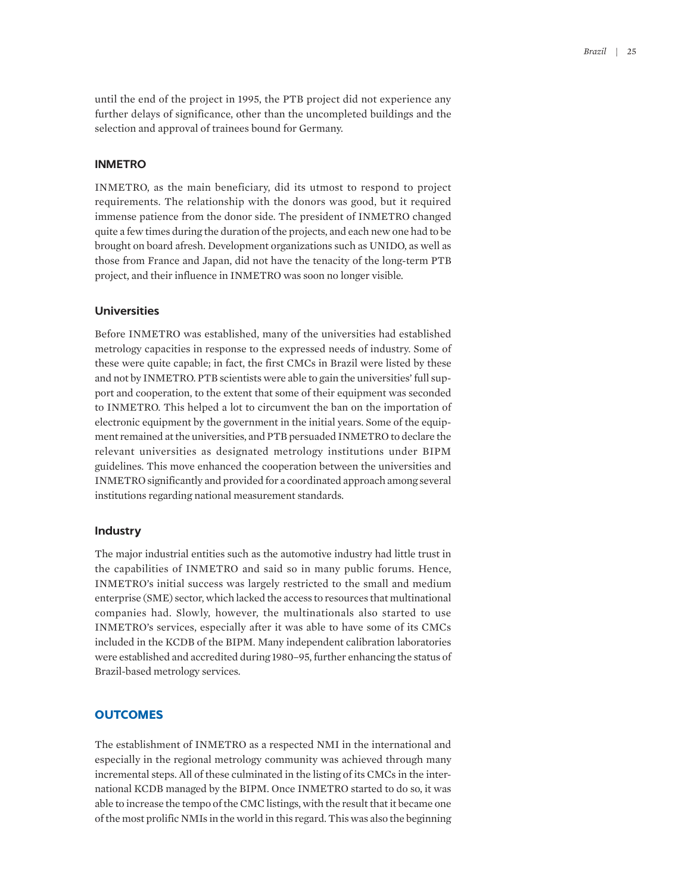until the end of the project in 1995, the PTB project did not experience any further delays of significance, other than the uncompleted buildings and the selection and approval of trainees bound for Germany.

### INMETRO

INMETRO, as the main beneficiary, did its utmost to respond to project requirements. The relationship with the donors was good, but it required immense patience from the donor side. The president of INMETRO changed quite a few times during the duration of the projects, and each new one had to be brought on board afresh. Development organizations such as UNIDO, as well as those from France and Japan, did not have the tenacity of the long-term PTB project, and their influence in INMETRO was soon no longer visible.

### Universities

Before INMETRO was established, many of the universities had established metrology capacities in response to the expressed needs of industry. Some of these were quite capable; in fact, the first CMCs in Brazil were listed by these and not by INMETRO. PTB scientists were able to gain the universities' full support and cooperation, to the extent that some of their equipment was seconded to INMETRO. This helped a lot to circumvent the ban on the importation of electronic equipment by the government in the initial years. Some of the equipment remained at the universities, and PTB persuaded INMETRO to declare the relevant universities as designated metrology institutions under BIPM guidelines. This move enhanced the cooperation between the universities and INMETRO significantly and provided for a coordinated approach among several institutions regarding national measurement standards.

### Industry

The major industrial entities such as the automotive industry had little trust in the capabilities of INMETRO and said so in many public forums. Hence, INMETRO's initial success was largely restricted to the small and medium enterprise (SME) sector, which lacked the access to resources that multinational companies had. Slowly, however, the multinationals also started to use INMETRO's services, especially after it was able to have some of its CMCs included in the KCDB of the BIPM. Many independent calibration laboratories were established and accredited during 1980–95, further enhancing the status of Brazil-based metrology services.

## OUTCOMES

The establishment of INMETRO as a respected NMI in the international and especially in the regional metrology community was achieved through many incremental steps. All of these culminated in the listing of its CMCs in the international KCDB managed by the BIPM. Once INMETRO started to do so, it was able to increase the tempo of the CMC listings, with the result that it became one of the most prolific NMIs in the world in this regard. This was also the beginning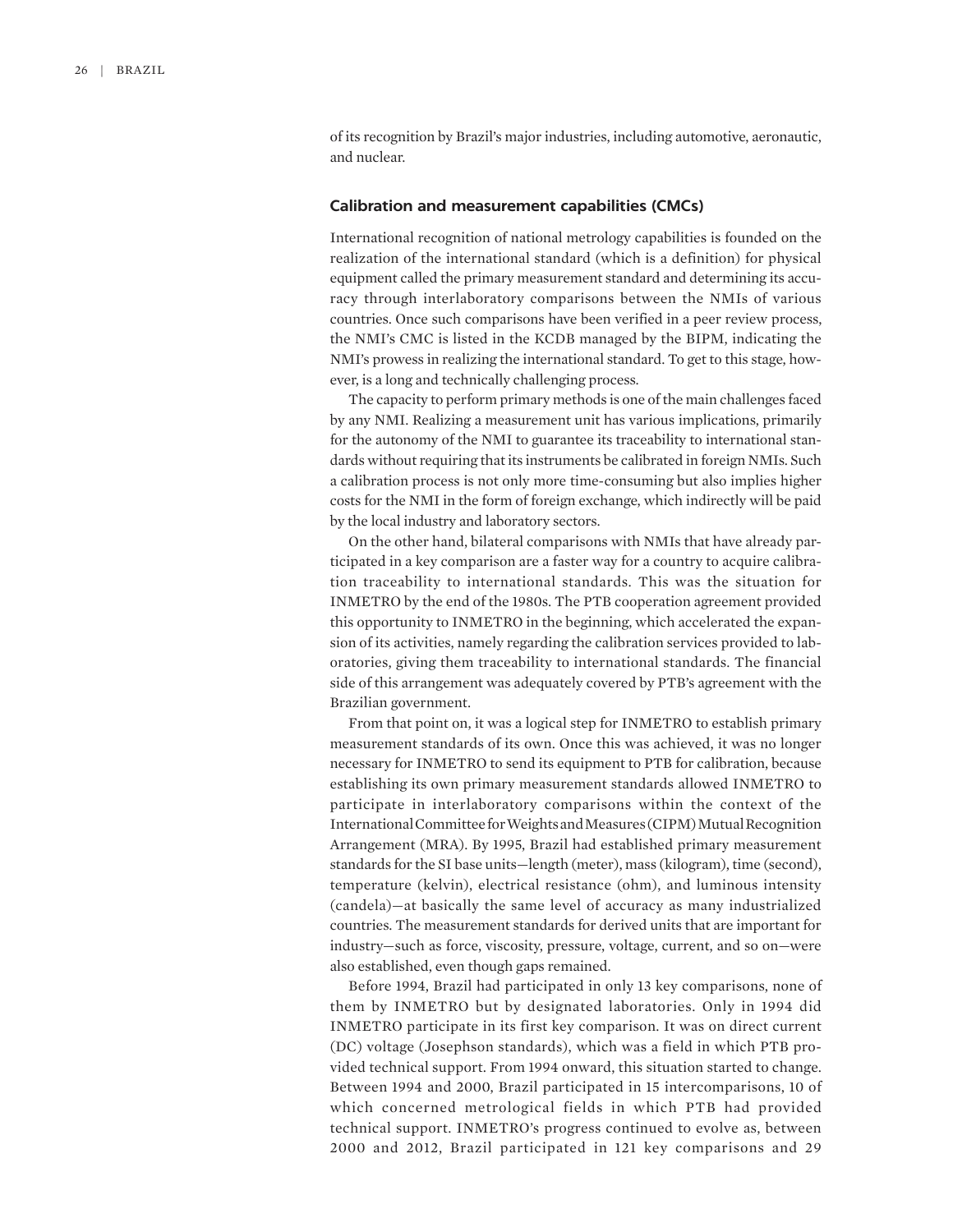of its recognition by Brazil's major industries, including automotive, aeronautic, and nuclear.

### Calibration and measurement capabilities (CMCs)

International recognition of national metrology capabilities is founded on the realization of the international standard (which is a definition) for physical equipment called the primary measurement standard and determining its accuracy through interlaboratory comparisons between the NMIs of various countries. Once such comparisons have been verified in a peer review process, the NMI's CMC is listed in the KCDB managed by the BIPM, indicating the NMI's prowess in realizing the international standard. To get to this stage, however, is a long and technically challenging process.

The capacity to perform primary methods is one of the main challenges faced by any NMI. Realizing a measurement unit has various implications, primarily for the autonomy of the NMI to guarantee its traceability to international standards without requiring that its instruments be calibrated in foreign NMIs. Such a calibration process is not only more time-consuming but also implies higher costs for the NMI in the form of foreign exchange, which indirectly will be paid by the local industry and laboratory sectors.

On the other hand, bilateral comparisons with NMIs that have already participated in a key comparison are a faster way for a country to acquire calibration traceability to international standards. This was the situation for INMETRO by the end of the 1980s. The PTB cooperation agreement provided this opportunity to INMETRO in the beginning, which accelerated the expansion of its activities, namely regarding the calibration services provided to laboratories, giving them traceability to international standards. The financial side of this arrangement was adequately covered by PTB's agreement with the Brazilian government.

From that point on, it was a logical step for INMETRO to establish primary measurement standards of its own. Once this was achieved, it was no longer necessary for INMETRO to send its equipment to PTB for calibration, because establishing its own primary measurement standards allowed INMETRO to participate in interlaboratory comparisons within the context of the International Committee for Weights and Measures (CIPM) Mutual Recognition Arrangement (MRA). By 1995, Brazil had established primary measurement standards for the SI base units—length (meter), mass (kilogram), time (second), temperature (kelvin), electrical resistance (ohm), and luminous intensity (candela)—at basically the same level of accuracy as many industrialized countries. The measurement standards for derived units that are important for industry—such as force, viscosity, pressure, voltage, current, and so on—were also established, even though gaps remained.

Before 1994, Brazil had participated in only 13 key comparisons, none of them by INMETRO but by designated laboratories. Only in 1994 did INMETRO participate in its first key comparison. It was on direct current (DC) voltage (Josephson standards), which was a field in which PTB provided technical support. From 1994 onward, this situation started to change. Between 1994 and 2000, Brazil participated in 15 intercomparisons, 10 of which concerned metrological fields in which PTB had provided technical support. INMETRO's progress continued to evolve as, between 2000 and 2012, Brazil participated in 121 key comparisons and 29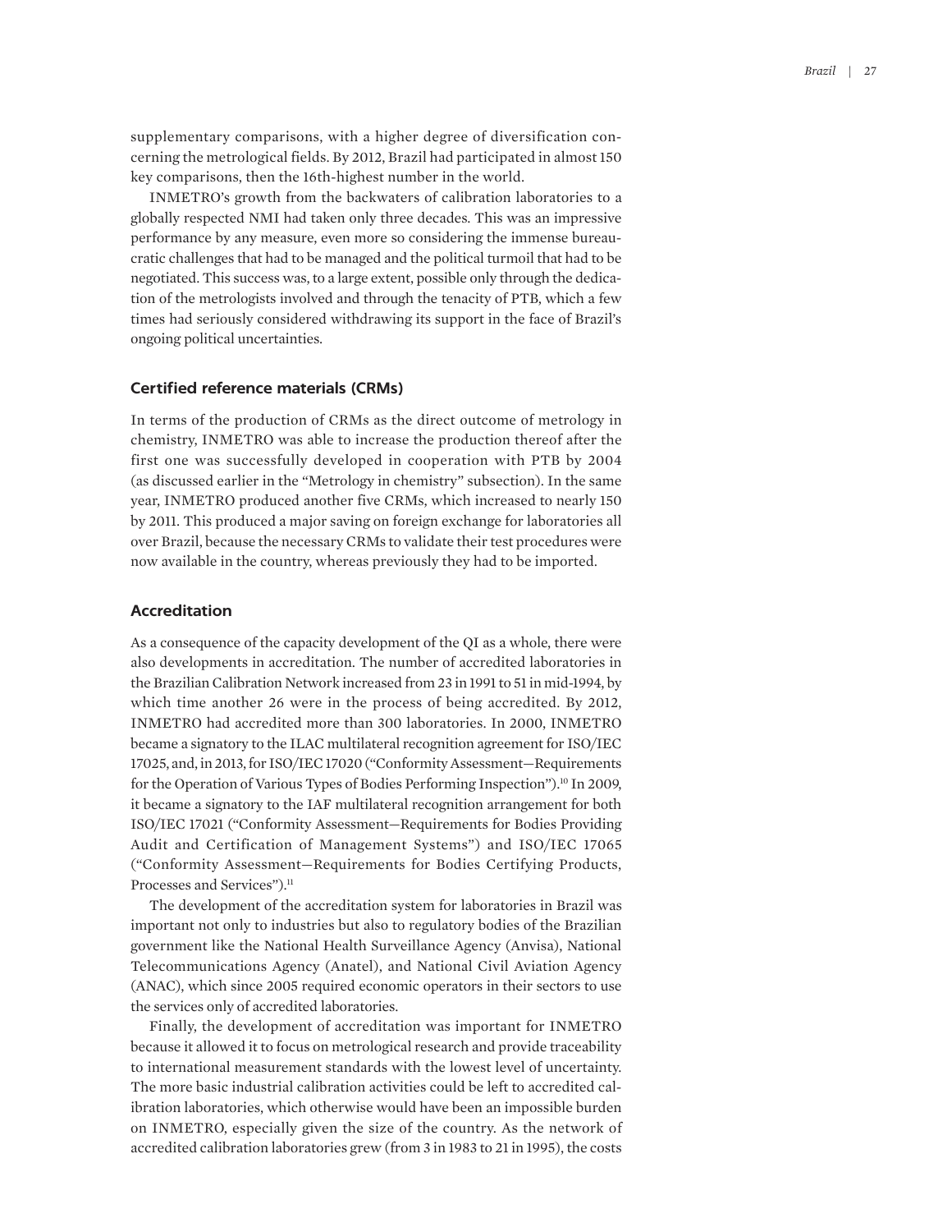supplementary comparisons, with a higher degree of diversification concerning the metrological fields. By 2012, Brazil had participated in almost 150 key comparisons, then the 16th-highest number in the world.

INMETRO's growth from the backwaters of calibration laboratories to a globally respected NMI had taken only three decades. This was an impressive performance by any measure, even more so considering the immense bureaucratic challenges that had to be managed and the political turmoil that had to be negotiated. This success was, to a large extent, possible only through the dedication of the metrologists involved and through the tenacity of PTB, which a few times had seriously considered withdrawing its support in the face of Brazil's ongoing political uncertainties.

### Certified reference materials (CRMs)

In terms of the production of CRMs as the direct outcome of metrology in chemistry, INMETRO was able to increase the production thereof after the first one was successfully developed in cooperation with PTB by 2004 (as discussed earlier in the "Metrology in chemistry" subsection). In the same year, INMETRO produced another five CRMs, which increased to nearly 150 by 2011. This produced a major saving on foreign exchange for laboratories all over Brazil, because the necessary CRMs to validate their test procedures were now available in the country, whereas previously they had to be imported.

### Accreditation

As a consequence of the capacity development of the QI as a whole, there were also developments in accreditation. The number of accredited laboratories in the Brazilian Calibration Network increased from 23 in 1991 to 51 in mid-1994, by which time another 26 were in the process of being accredited. By 2012, INMETRO had accredited more than 300 laboratories. In 2000, INMETRO became a signatory to the ILAC multilateral recognition agreement for ISO/IEC 17025, and, in 2013, for ISO/IEC 17020 ("Conformity Assessment—Requirements for the Operation of Various Types of Bodies Performing Inspection").[10] In 2009, it became a signatory to the IAF multilateral recognition arrangement for both ISO/IEC 17021 ("Conformity Assessment—Requirements for Bodies Providing Audit and Certification of Management Systems") and ISO/IEC 17065 ("Conformity Assessment—Requirements for Bodies Certifying Products, Processes and Services").[11]

The development of the accreditation system for laboratories in Brazil was important not only to industries but also to regulatory bodies of the Brazilian government like the National Health Surveillance Agency (Anvisa), National Telecommunications Agency (Anatel), and National Civil Aviation Agency (ANAC), which since 2005 required economic operators in their sectors to use the services only of accredited laboratories.

Finally, the development of accreditation was important for INMETRO because it allowed it to focus on metrological research and provide traceability to international measurement standards with the lowest level of uncertainty. The more basic industrial calibration activities could be left to accredited calibration laboratories, which otherwise would have been an impossible burden on INMETRO, especially given the size of the country. As the network of accredited calibration laboratories grew (from 3 in 1983 to 21 in 1995), the costs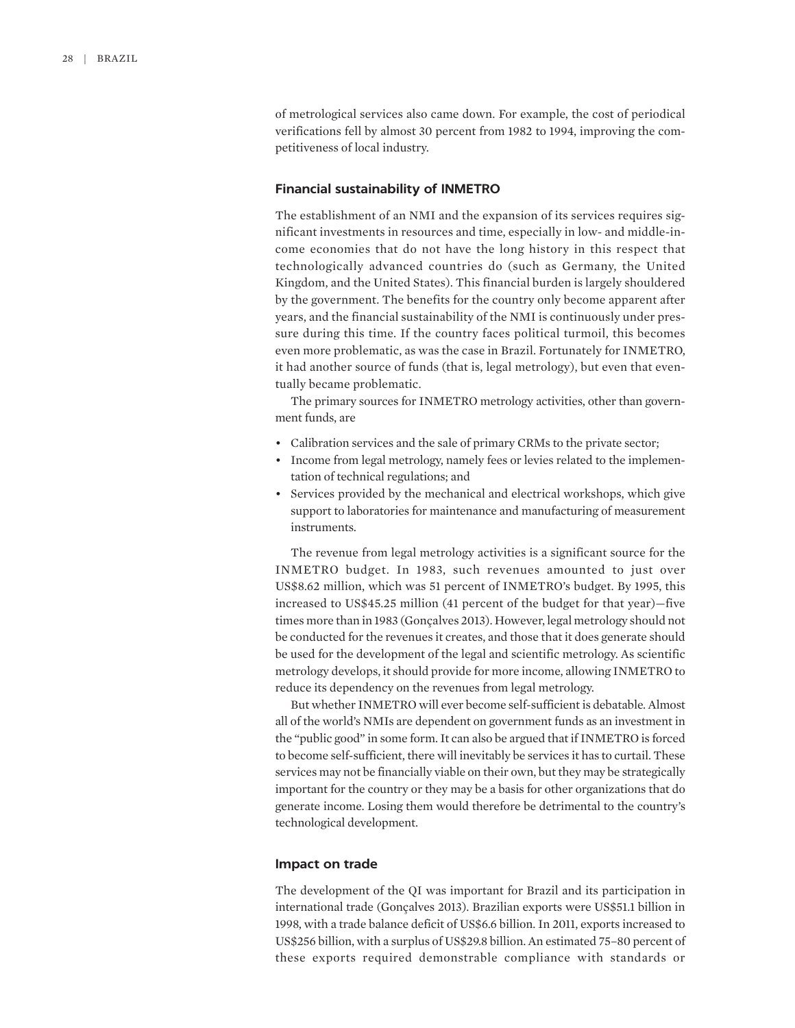of metrological services also came down. For example, the cost of periodical verifications fell by almost 30 percent from 1982 to 1994, improving the competitiveness of local industry.

### Financial sustainability of INMETRO

The establishment of an NMI and the expansion of its services requires significant investments in resources and time, especially in low- and middle-income economies that do not have the long history in this respect that technologically advanced countries do (such as Germany, the United Kingdom, and the United States). This financial burden is largely shouldered by the government. The benefits for the country only become apparent after years, and the financial sustainability of the NMI is continuously under pressure during this time. If the country faces political turmoil, this becomes even more problematic, as was the case in Brazil. Fortunately for INMETRO, it had another source of funds (that is, legal metrology), but even that eventually became problematic.

The primary sources for INMETRO metrology activities, other than government funds, are

- Calibration services and the sale of primary CRMs to the private sector;
- Income from legal metrology, namely fees or levies related to the implementation of technical regulations; and
- Services provided by the mechanical and electrical workshops, which give support to laboratories for maintenance and manufacturing of measurement instruments.

The revenue from legal metrology activities is a significant source for the INMETRO budget. In 1983, such revenues amounted to just over US$8.62 million, which was 51 percent of INMETRO's budget. By 1995, this increased to US$45.25 million (41 percent of the budget for that year)—five times more than in 1983 (Gonçalves 2013). However, legal metrology should not be conducted for the revenues it creates, and those that it does generate should be used for the development of the legal and scientific metrology. As scientific metrology develops, it should provide for more income, allowing INMETRO to reduce its dependency on the revenues from legal metrology.

But whether INMETRO will ever become self-sufficient is debatable. Almost all of the world's NMIs are dependent on government funds as an investment in the "public good" in some form. It can also be argued that if INMETRO is forced to become self-sufficient, there will inevitably be services it has to curtail. These services may not be financially viable on their own, but they may be strategically important for the country or they may be a basis for other organizations that do generate income. Losing them would therefore be detrimental to the country's technological development.

### Impact on trade

The development of the QI was important for Brazil and its participation in international trade (Gonçalves 2013). Brazilian exports were US$51.1 billion in 1998, with a trade balance deficit of US$6.6 billion. In 2011, exports increased to US$256 billion, with a surplus of US$29.8 billion. An estimated 75–80 percent of these exports required demonstrable compliance with standards or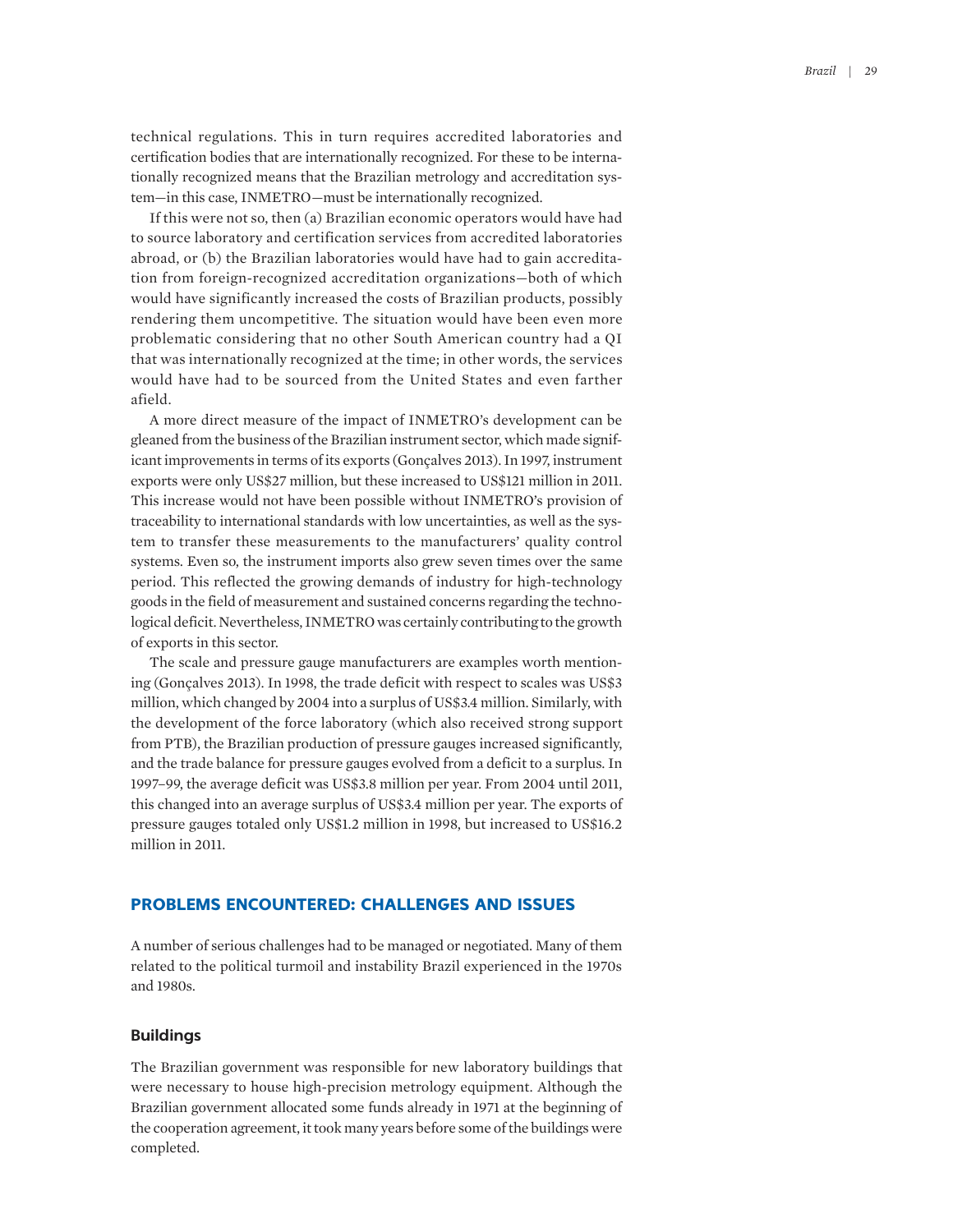technical regulations. This in turn requires accredited laboratories and certification bodies that are internationally recognized. For these to be internationally recognized means that the Brazilian metrology and accreditation system—in this case, INMETRO—must be internationally recognized.

If this were not so, then (a) Brazilian economic operators would have had to source laboratory and certification services from accredited laboratories abroad, or (b) the Brazilian laboratories would have had to gain accreditation from foreign-recognized accreditation organizations—both of which would have significantly increased the costs of Brazilian products, possibly rendering them uncompetitive. The situation would have been even more problematic considering that no other South American country had a QI that was internationally recognized at the time; in other words, the services would have had to be sourced from the United States and even farther afield.

A more direct measure of the impact of INMETRO's development can be gleaned from the business of the Brazilian instrument sector, which made significant improvements in terms of its exports (Gonçalves 2013). In 1997, instrument exports were only US$27 million, but these increased to US$121 million in 2011. This increase would not have been possible without INMETRO's provision of traceability to international standards with low uncertainties, as well as the system to transfer these measurements to the manufacturers' quality control systems. Even so, the instrument imports also grew seven times over the same period. This reflected the growing demands of industry for high-technology goods in the field of measurement and sustained concerns regarding the technological deficit. Nevertheless, INMETRO was certainly contributing to the growth of exports in this sector.

The scale and pressure gauge manufacturers are examples worth mentioning (Gonçalves 2013). In 1998, the trade deficit with respect to scales was US$3 million, which changed by 2004 into a surplus of US$3.4 million. Similarly, with the development of the force laboratory (which also received strong support from PTB), the Brazilian production of pressure gauges increased significantly, and the trade balance for pressure gauges evolved from a deficit to a surplus. In 1997–99, the average deficit was US$3.8 million per year. From 2004 until 2011, this changed into an average surplus of US$3.4 million per year. The exports of pressure gauges totaled only US$1.2 million in 1998, but increased to US$16.2 million in 2011.

## PROBLEMS ENCOUNTERED: CHALLENGES AND ISSUES

A number of serious challenges had to be managed or negotiated. Many of them related to the political turmoil and instability Brazil experienced in the 1970s and 1980s.

### Buildings

The Brazilian government was responsible for new laboratory buildings that were necessary to house high-precision metrology equipment. Although the Brazilian government allocated some funds already in 1971 at the beginning of the cooperation agreement, it took many years before some of the buildings were completed.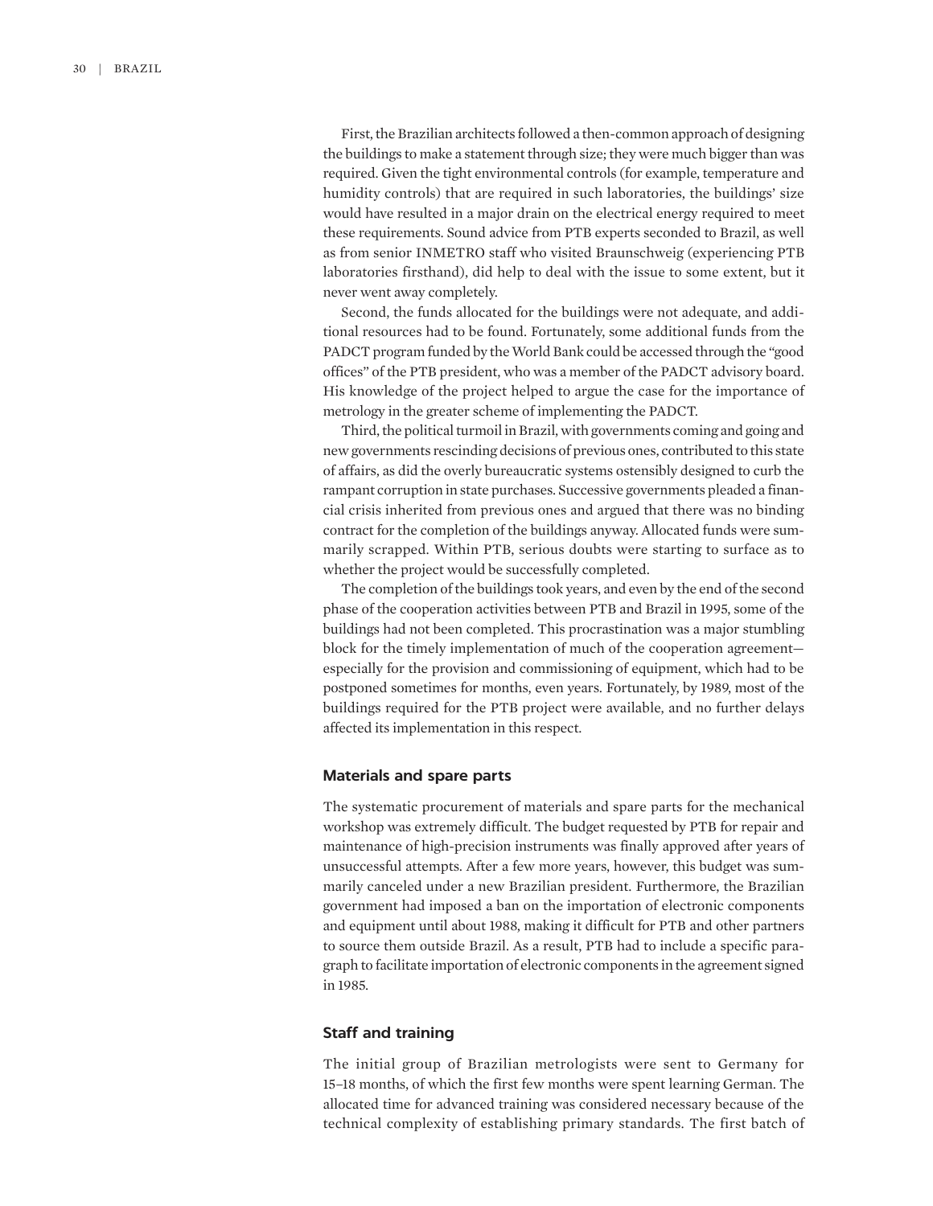First, the Brazilian architects followed a then-common approach of designing the buildings to make a statement through size; they were much bigger than was required. Given the tight environmental controls (for example, temperature and humidity controls) that are required in such laboratories, the buildings' size would have resulted in a major drain on the electrical energy required to meet these requirements. Sound advice from PTB experts seconded to Brazil, as well as from senior INMETRO staff who visited Braunschweig (experiencing PTB laboratories firsthand), did help to deal with the issue to some extent, but it never went away completely.

Second, the funds allocated for the buildings were not adequate, and additional resources had to be found. Fortunately, some additional funds from the PADCT program funded by the World Bank could be accessed through the "good offices" of the PTB president, who was a member of the PADCT advisory board. His knowledge of the project helped to argue the case for the importance of metrology in the greater scheme of implementing the PADCT.

Third, the political turmoil in Brazil, with governments coming and going and new governments rescinding decisions of previous ones, contributed to this state of affairs, as did the overly bureaucratic systems ostensibly designed to curb the rampant corruption in state purchases. Successive governments pleaded a financial crisis inherited from previous ones and argued that there was no binding contract for the completion of the buildings anyway. Allocated funds were summarily scrapped. Within PTB, serious doubts were starting to surface as to whether the project would be successfully completed.

The completion of the buildings took years, and even by the end of the second phase of the cooperation activities between PTB and Brazil in 1995, some of the buildings had not been completed. This procrastination was a major stumbling block for the timely implementation of much of the cooperation agreement—especially for the provision and commissioning of equipment, which had to be postponed sometimes for months, even years. Fortunately, by 1989, most of the buildings required for the PTB project were available, and no further delays affected its implementation in this respect.

### Materials and spare parts

The systematic procurement of materials and spare parts for the mechanical workshop was extremely difficult. The budget requested by PTB for repair and maintenance of high-precision instruments was finally approved after years of unsuccessful attempts. After a few more years, however, this budget was summarily canceled under a new Brazilian president. Furthermore, the Brazilian government had imposed a ban on the importation of electronic components and equipment until about 1988, making it difficult for PTB and other partners to source them outside Brazil. As a result, PTB had to include a specific paragraph to facilitate importation of electronic components in the agreement signed in 1985.

### Staff and training

The initial group of Brazilian metrologists were sent to Germany for 15–18 months, of which the first few months were spent learning German. The allocated time for advanced training was considered necessary because of the technical complexity of establishing primary standards. The first batch of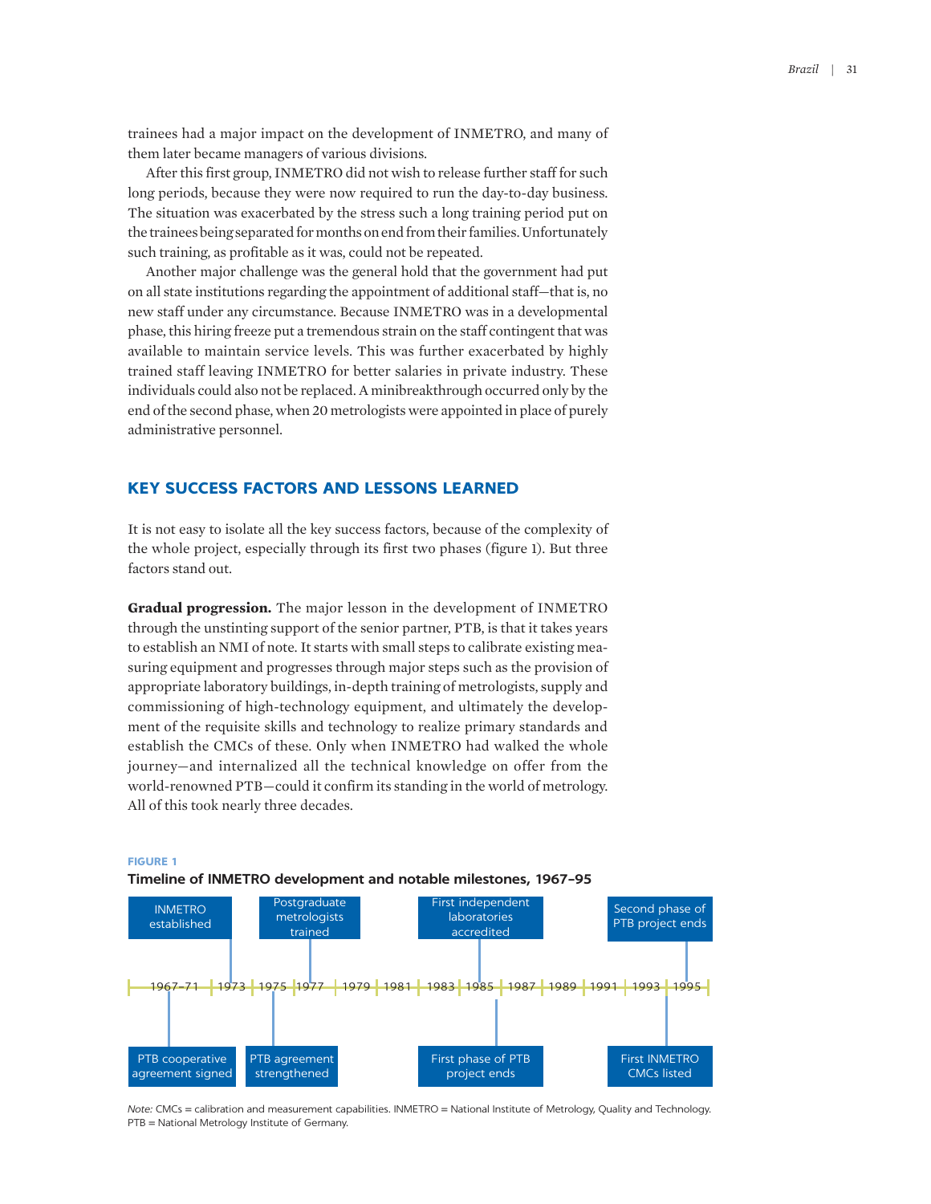trainees had a major impact on the development of INMETRO, and many of them later became managers of various divisions.

After this first group, INMETRO did not wish to release further staff for such long periods, because they were now required to run the day-to-day business. The situation was exacerbated by the stress such a long training period put on the trainees being separated for months on end from their families. Unfortunately such training, as profitable as it was, could not be repeated.

Another major challenge was the general hold that the government had put on all state institutions regarding the appointment of additional staff—that is, no new staff under any circumstance. Because INMETRO was in a developmental phase, this hiring freeze put a tremendous strain on the staff contingent that was available to maintain service levels. This was further exacerbated by highly trained staff leaving INMETRO for better salaries in private industry. These individuals could also not be replaced. A minibreakthrough occurred only by the end of the second phase, when 20 metrologists were appointed in place of purely administrative personnel.

## KEY SUCCESS FACTORS AND LESSONS LEARNED

It is not easy to isolate all the key success factors, because of the complexity of the whole project, especially through its first two phases (figure 1). But three factors stand out.

**Gradual progression.** The major lesson in the development of INMETRO through the unstinting support of the senior partner, PTB, is that it takes years to establish an NMI of note. It starts with small steps to calibrate existing measuring equipment and progresses through major steps such as the provision of appropriate laboratory buildings, in-depth training of metrologists, supply and commissioning of high-technology equipment, and ultimately the development of the requisite skills and technology to realize primary standards and establish the CMCs of these. Only when INMETRO had walked the whole journey—and internalized all the technical knowledge on offer from the world-renowned PTB—could it confirm its standing in the world of metrology. All of this took nearly three decades.

**FIGURE 1**

**Timeline of INMETRO development and notable milestones, 1967–95**

| Year | Milestone |
| --- | --- |
| 1967–71 | PTB cooperative agreement signed |
| 1973 | INMETRO established |
| 1975 | PTB agreement strengthened |
| 1977 | Postgraduate metrologists trained |
| 1985 | First independent laboratories accredited |
| 1985 | First phase of PTB project ends |
| 1993 | First INMETRO CMCs listed |
| 1995 | Second phase of PTB project ends |

*Note:* CMCs = calibration and measurement capabilities. INMETRO = National Institute of Metrology, Quality and Technology. PTB = National Metrology Institute of Germany.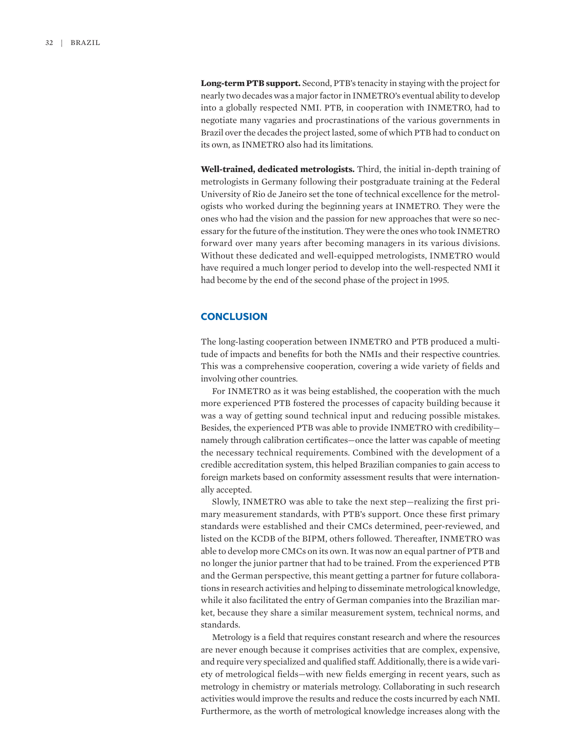**Long-term PTB support.** Second, PTB's tenacity in staying with the project for nearly two decades was a major factor in INMETRO's eventual ability to develop into a globally respected NMI. PTB, in cooperation with INMETRO, had to negotiate many vagaries and procrastinations of the various governments in Brazil over the decades the project lasted, some of which PTB had to conduct on its own, as INMETRO also had its limitations.

**Well-trained, dedicated metrologists.** Third, the initial in-depth training of metrologists in Germany following their postgraduate training at the Federal University of Rio de Janeiro set the tone of technical excellence for the metrologists who worked during the beginning years at INMETRO. They were the ones who had the vision and the passion for new approaches that were so necessary for the future of the institution. They were the ones who took INMETRO forward over many years after becoming managers in its various divisions. Without these dedicated and well-equipped metrologists, INMETRO would have required a much longer period to develop into the well-respected NMI it had become by the end of the second phase of the project in 1995.

## CONCLUSION

The long-lasting cooperation between INMETRO and PTB produced a multitude of impacts and benefits for both the NMIs and their respective countries. This was a comprehensive cooperation, covering a wide variety of fields and involving other countries.

For INMETRO as it was being established, the cooperation with the much more experienced PTB fostered the processes of capacity building because it was a way of getting sound technical input and reducing possible mistakes. Besides, the experienced PTB was able to provide INMETRO with credibility—namely through calibration certificates—once the latter was capable of meeting the necessary technical requirements. Combined with the development of a credible accreditation system, this helped Brazilian companies to gain access to foreign markets based on conformity assessment results that were internationally accepted.

Slowly, INMETRO was able to take the next step—realizing the first primary measurement standards, with PTB's support. Once these first primary standards were established and their CMCs determined, peer-reviewed, and listed on the KCDB of the BIPM, others followed. Thereafter, INMETRO was able to develop more CMCs on its own. It was now an equal partner of PTB and no longer the junior partner that had to be trained. From the experienced PTB and the German perspective, this meant getting a partner for future collaborations in research activities and helping to disseminate metrological knowledge, while it also facilitated the entry of German companies into the Brazilian market, because they share a similar measurement system, technical norms, and standards.

Metrology is a field that requires constant research and where the resources are never enough because it comprises activities that are complex, expensive, and require very specialized and qualified staff. Additionally, there is a wide variety of metrological fields—with new fields emerging in recent years, such as metrology in chemistry or materials metrology. Collaborating in such research activities would improve the results and reduce the costs incurred by each NMI. Furthermore, as the worth of metrological knowledge increases along with the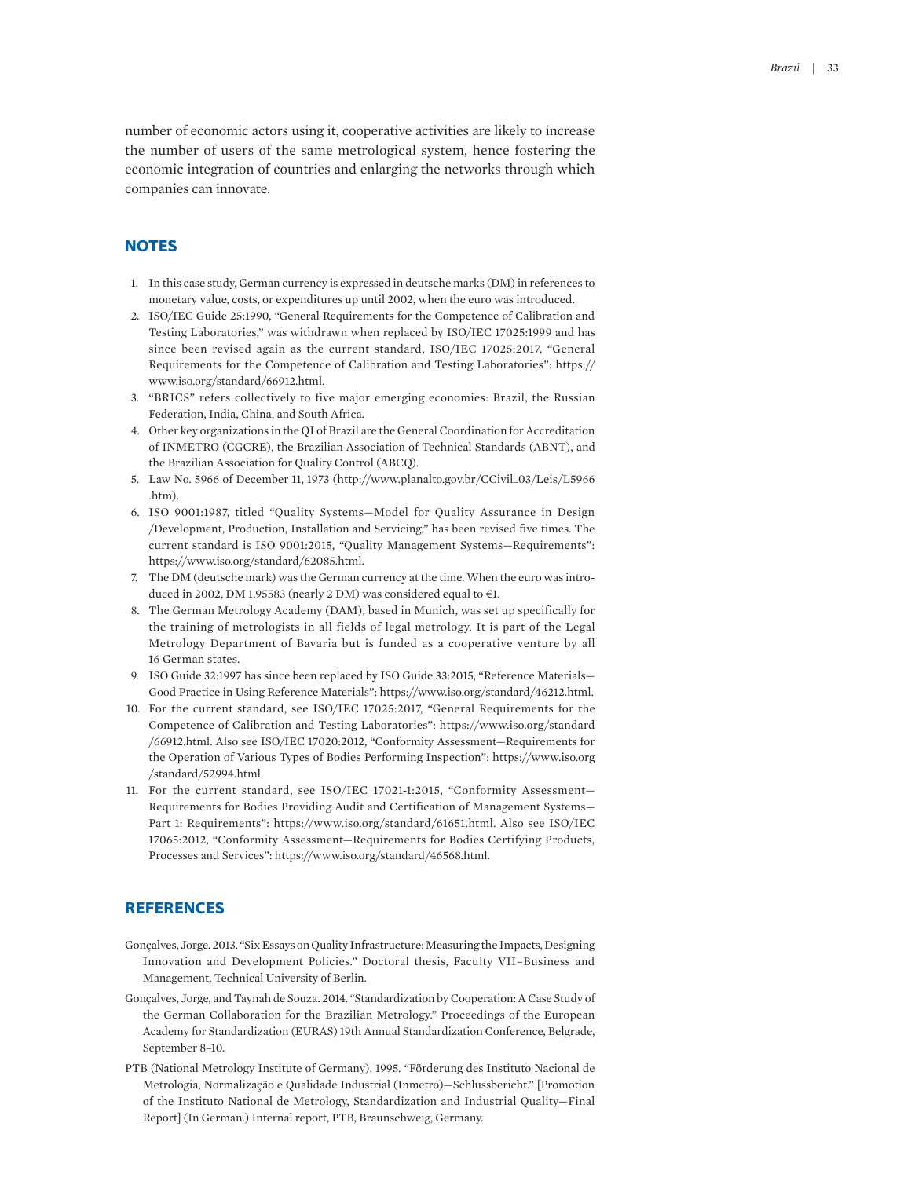number of economic actors using it, cooperative activities are likely to increase the number of users of the same metrological system, hence fostering the economic integration of countries and enlarging the networks through which companies can innovate.

## NOTES

1. In this case study, German currency is expressed in deutsche marks (DM) in references to monetary value, costs, or expenditures up until 2002, when the euro was introduced.
2. ISO/IEC Guide 25:1990, "General Requirements for the Competence of Calibration and Testing Laboratories," was withdrawn when replaced by ISO/IEC 17025:1999 and has since been revised again as the current standard, ISO/IEC 17025:2017, "General Requirements for the Competence of Calibration and Testing Laboratories": https://www.iso.org/standard/66912.html.
3. "BRICS" refers collectively to five major emerging economies: Brazil, the Russian Federation, India, China, and South Africa.
4. Other key organizations in the QI of Brazil are the General Coordination for Accreditation of INMETRO (CGCRE), the Brazilian Association of Technical Standards (ABNT), and the Brazilian Association for Quality Control (ABCQ).
5. Law No. 5966 of December 11, 1973 (http://www.planalto.gov.br/CCivil_03/Leis/L5966.htm).
6. ISO 9001:1987, titled "Quality Systems—Model for Quality Assurance in Design/Development, Production, Installation and Servicing," has been revised five times. The current standard is ISO 9001:2015, "Quality Management Systems—Requirements": https://www.iso.org/standard/62085.html.
7. The DM (deutsche mark) was the German currency at the time. When the euro was introduced in 2002, DM 1.95583 (nearly 2 DM) was considered equal to €1.
8. The German Metrology Academy (DAM), based in Munich, was set up specifically for the training of metrologists in all fields of legal metrology. It is part of the Legal Metrology Department of Bavaria but is funded as a cooperative venture by all 16 German states.
9. ISO Guide 32:1997 has since been replaced by ISO Guide 33:2015, "Reference Materials—Good Practice in Using Reference Materials": https://www.iso.org/standard/46212.html.
10. For the current standard, see ISO/IEC 17025:2017, "General Requirements for the Competence of Calibration and Testing Laboratories": https://www.iso.org/standard/66912.html. Also see ISO/IEC 17020:2012, "Conformity Assessment—Requirements for the Operation of Various Types of Bodies Performing Inspection": https://www.iso.org/standard/52994.html.
11. For the current standard, see ISO/IEC 17021-1:2015, "Conformity Assessment—Requirements for Bodies Providing Audit and Certification of Management Systems—Part 1: Requirements": https://www.iso.org/standard/61651.html. Also see ISO/IEC 17065:2012, "Conformity Assessment—Requirements for Bodies Certifying Products, Processes and Services": https://www.iso.org/standard/46568.html.

## REFERENCES

Gonçalves, Jorge. 2013. "Six Essays on Quality Infrastructure: Measuring the Impacts, Designing Innovation and Development Policies." Doctoral thesis, Faculty VII–Business and Management, Technical University of Berlin.

Gonçalves, Jorge, and Taynah de Souza. 2014. "Standardization by Cooperation: A Case Study of the German Collaboration for the Brazilian Metrology." Proceedings of the European Academy for Standardization (EURAS) 19th Annual Standardization Conference, Belgrade, September 8–10.

PTB (National Metrology Institute of Germany). 1995. "Förderung des Instituto Nacional de Metrologia, Normalização e Qualidade Industrial (Inmetro)—Schlussbericht." [Promotion of the Instituto National de Metrology, Standardization and Industrial Quality—Final Report] (In German.) Internal report, PTB, Braunschweig, Germany.